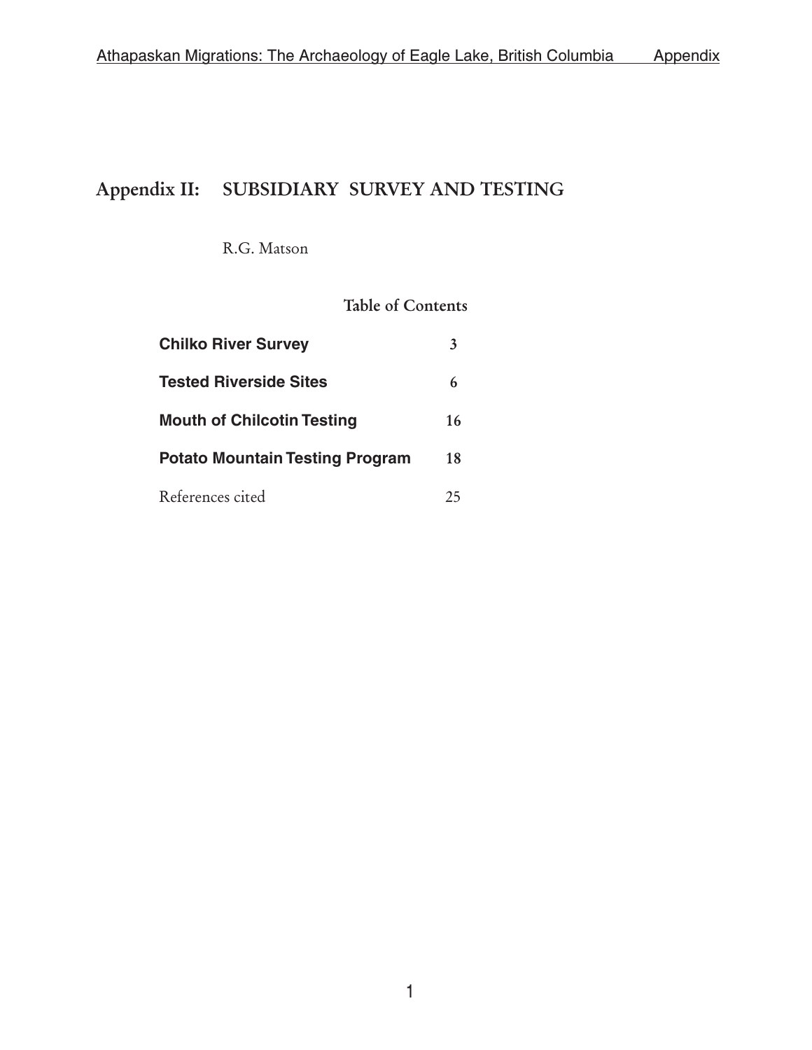# Appendix II: SUBSIDIARY SURVEY AND TESTING

R.G. Matson

## Table of Contents

| | |
|---|---|
| **Chilko River Survey** | 3 |
| **Tested Riverside Sites** | 6 |
| **Mouth of Chilcotin Testing** | 16 |
| **Potato Mountain Testing Program** | 18 |
| References cited | 25 |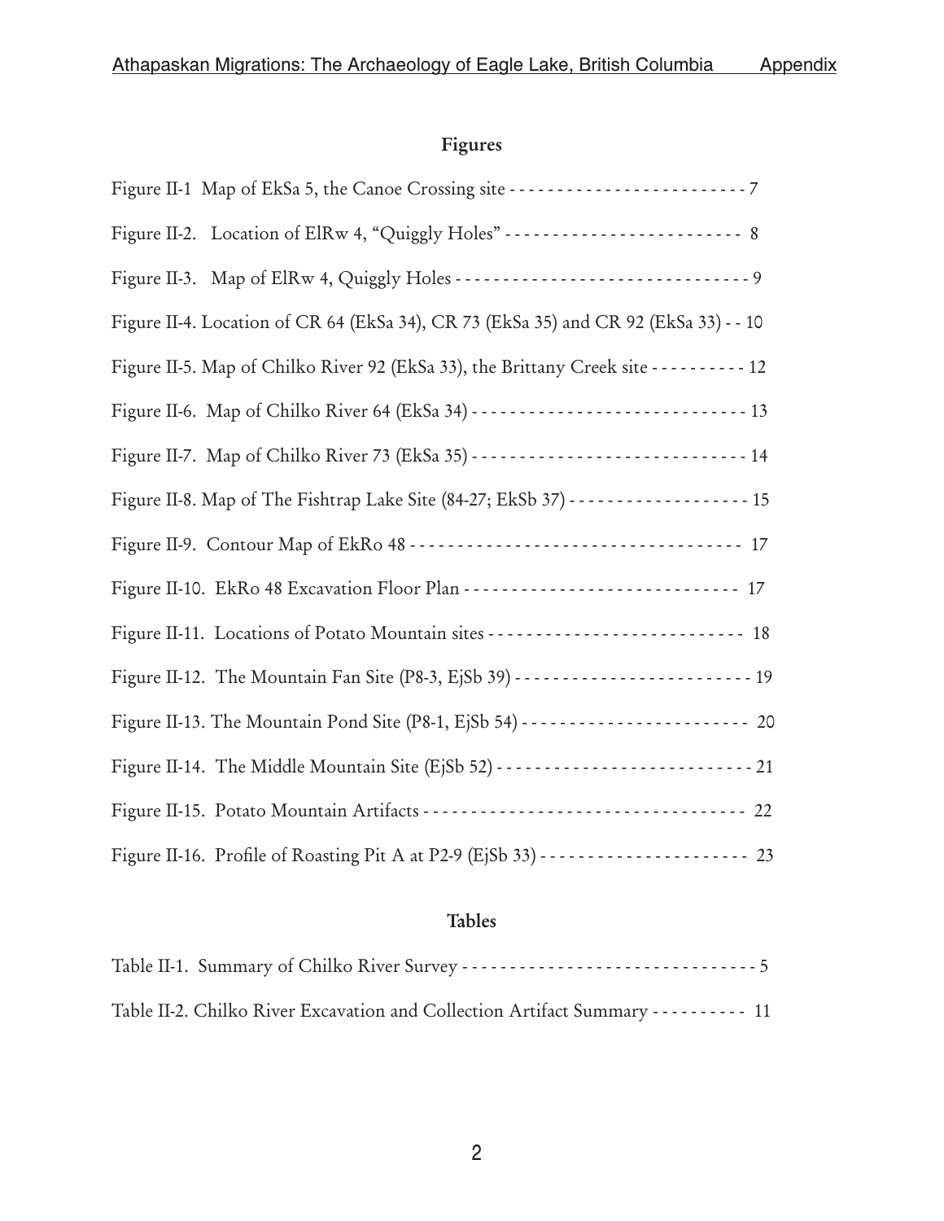## Figures

Figure II-1 Map of EkSa 5, the Canoe Crossing site - - - - - - - - - - - - - - - - - - - - - - - - - 7

Figure II-2. Location of ElRw 4, "Quiggly Holes" - - - - - - - - - - - - - - - - - - - - - - - - - 8

Figure II-3. Map of ElRw 4, Quiggly Holes - - - - - - - - - - - - - - - - - - - - - - - - - - - - - - - 9

Figure II-4. Location of CR 64 (EkSa 34), CR 73 (EkSa 35) and CR 92 (EkSa 33) - - 10

Figure II-5. Map of Chilko River 92 (EkSa 33), the Brittany Creek site - - - - - - - - - - 12

Figure II-6. Map of Chilko River 64 (EkSa 34) - - - - - - - - - - - - - - - - - - - - - - - - - - - - 13

Figure II-7. Map of Chilko River 73 (EkSa 35) - - - - - - - - - - - - - - - - - - - - - - - - - - - - 14

Figure II-8. Map of The Fishtrap Lake Site (84-27; EkSb 37) - - - - - - - - - - - - - - - - - - - 15

Figure II-9. Contour Map of EkRo 48 - - - - - - - - - - - - - - - - - - - - - - - - - - - - - - - - - - 17

Figure II-10. EkRo 48 Excavation Floor Plan - - - - - - - - - - - - - - - - - - - - - - - - - - - - 17

Figure II-11. Locations of Potato Mountain sites - - - - - - - - - - - - - - - - - - - - - - - - - - 18

Figure II-12. The Mountain Fan Site (P8-3, EjSb 39) - - - - - - - - - - - - - - - - - - - - - - - - 19

Figure II-13. The Mountain Pond Site (P8-1, EjSb 54) - - - - - - - - - - - - - - - - - - - - - - - 20

Figure II-14. The Middle Mountain Site (EjSb 52) - - - - - - - - - - - - - - - - - - - - - - - - - - 21

Figure II-15. Potato Mountain Artifacts - - - - - - - - - - - - - - - - - - - - - - - - - - - - - - - - - 22

Figure II-16. Profile of Roasting Pit A at P2-9 (EjSb 33) - - - - - - - - - - - - - - - - - - - - - - 23

## Tables

Table II-1. Summary of Chilko River Survey - - - - - - - - - - - - - - - - - - - - - - - - - - - - - - 5

Table II-2. Chilko River Excavation and Collection Artifact Summary - - - - - - - - - - 11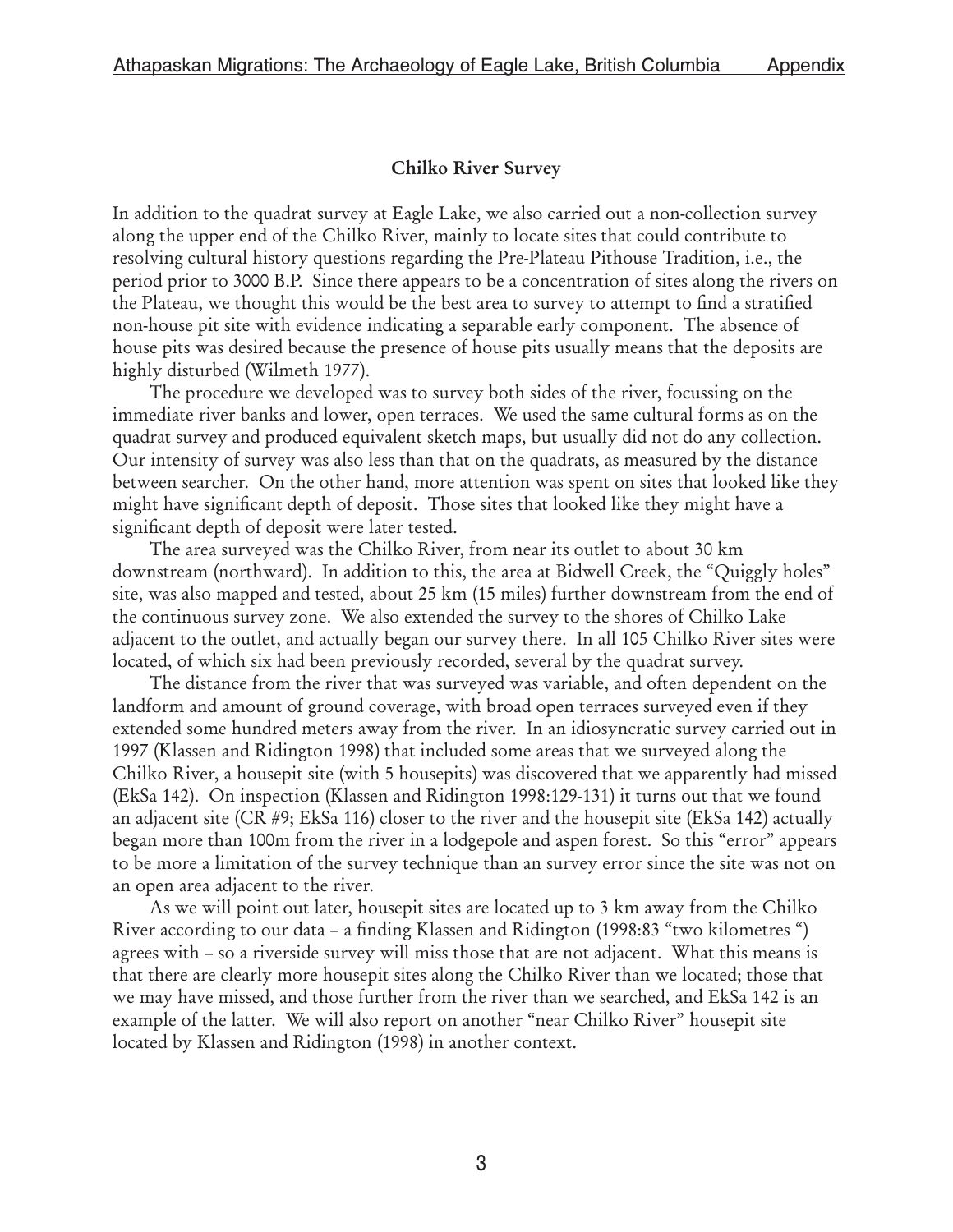### Chilko River Survey

In addition to the quadrat survey at Eagle Lake, we also carried out a non-collection survey along the upper end of the Chilko River, mainly to locate sites that could contribute to resolving cultural history questions regarding the Pre-Plateau Pithouse Tradition, i.e., the period prior to 3000 B.P. Since there appears to be a concentration of sites along the rivers on the Plateau, we thought this would be the best area to survey to attempt to find a stratified non-house pit site with evidence indicating a separable early component. The absence of house pits was desired because the presence of house pits usually means that the deposits are highly disturbed (Wilmeth 1977).

The procedure we developed was to survey both sides of the river, focussing on the immediate river banks and lower, open terraces. We used the same cultural forms as on the quadrat survey and produced equivalent sketch maps, but usually did not do any collection. Our intensity of survey was also less than that on the quadrats, as measured by the distance between searcher. On the other hand, more attention was spent on sites that looked like they might have significant depth of deposit. Those sites that looked like they might have a significant depth of deposit were later tested.

The area surveyed was the Chilko River, from near its outlet to about 30 km downstream (northward). In addition to this, the area at Bidwell Creek, the "Quiggly holes" site, was also mapped and tested, about 25 km (15 miles) further downstream from the end of the continuous survey zone. We also extended the survey to the shores of Chilko Lake adjacent to the outlet, and actually began our survey there. In all 105 Chilko River sites were located, of which six had been previously recorded, several by the quadrat survey.

The distance from the river that was surveyed was variable, and often dependent on the landform and amount of ground coverage, with broad open terraces surveyed even if they extended some hundred meters away from the river. In an idiosyncratic survey carried out in 1997 (Klassen and Ridington 1998) that included some areas that we surveyed along the Chilko River, a housepit site (with 5 housepits) was discovered that we apparently had missed (EkSa 142). On inspection (Klassen and Ridington 1998:129-131) it turns out that we found an adjacent site (CR #9; EkSa 116) closer to the river and the housepit site (EkSa 142) actually began more than 100m from the river in a lodgepole and aspen forest. So this "error" appears to be more a limitation of the survey technique than an survey error since the site was not on an open area adjacent to the river.

As we will point out later, housepit sites are located up to 3 km away from the Chilko River according to our data – a finding Klassen and Ridington (1998:83 "two kilometres ") agrees with – so a riverside survey will miss those that are not adjacent. What this means is that there are clearly more housepit sites along the Chilko River than we located; those that we may have missed, and those further from the river than we searched, and EkSa 142 is an example of the latter. We will also report on another "near Chilko River" housepit site located by Klassen and Ridington (1998) in another context.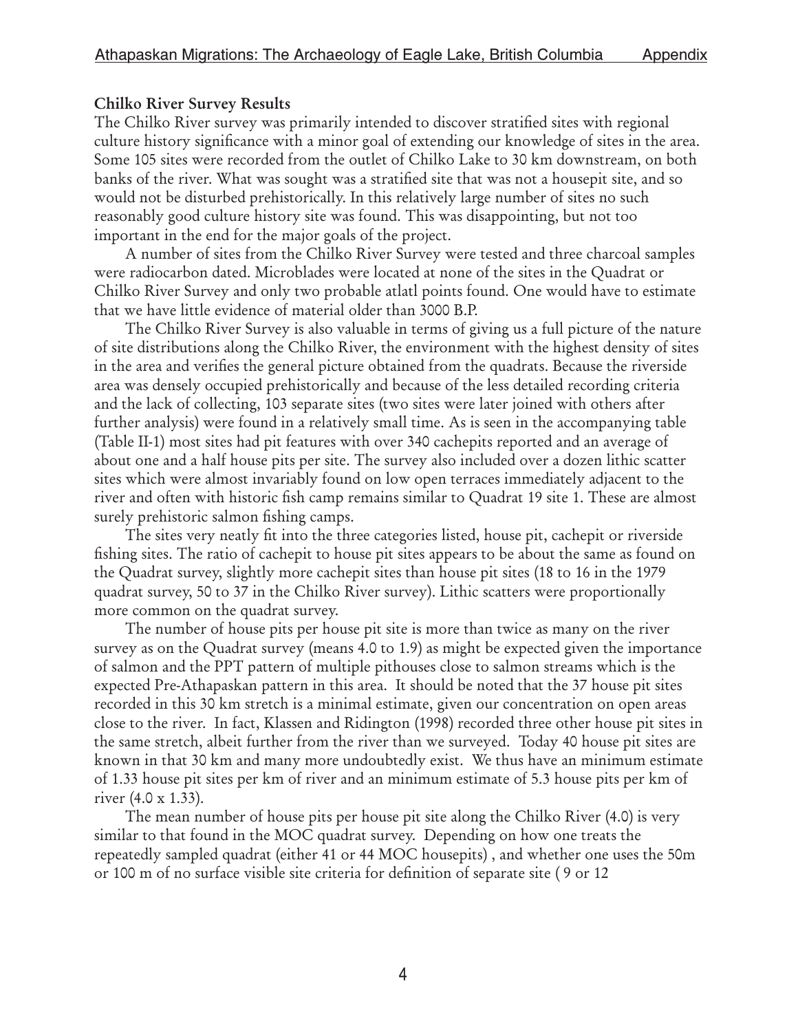### Chilko River Survey Results

The Chilko River survey was primarily intended to discover stratified sites with regional culture history significance with a minor goal of extending our knowledge of sites in the area. Some 105 sites were recorded from the outlet of Chilko Lake to 30 km downstream, on both banks of the river. What was sought was a stratified site that was not a housepit site, and so would not be disturbed prehistorically. In this relatively large number of sites no such reasonably good culture history site was found. This was disappointing, but not too important in the end for the major goals of the project.

A number of sites from the Chilko River Survey were tested and three charcoal samples were radiocarbon dated. Microblades were located at none of the sites in the Quadrat or Chilko River Survey and only two probable atlatl points found. One would have to estimate that we have little evidence of material older than 3000 B.P.

The Chilko River Survey is also valuable in terms of giving us a full picture of the nature of site distributions along the Chilko River, the environment with the highest density of sites in the area and verifies the general picture obtained from the quadrats. Because the riverside area was densely occupied prehistorically and because of the less detailed recording criteria and the lack of collecting, 103 separate sites (two sites were later joined with others after further analysis) were found in a relatively small time. As is seen in the accompanying table (Table II-1) most sites had pit features with over 340 cachepits reported and an average of about one and a half house pits per site. The survey also included over a dozen lithic scatter sites which were almost invariably found on low open terraces immediately adjacent to the river and often with historic fish camp remains similar to Quadrat 19 site 1. These are almost surely prehistoric salmon fishing camps.

The sites very neatly fit into the three categories listed, house pit, cachepit or riverside fishing sites. The ratio of cachepit to house pit sites appears to be about the same as found on the Quadrat survey, slightly more cachepit sites than house pit sites (18 to 16 in the 1979 quadrat survey, 50 to 37 in the Chilko River survey). Lithic scatters were proportionally more common on the quadrat survey.

The number of house pits per house pit site is more than twice as many on the river survey as on the Quadrat survey (means 4.0 to 1.9) as might be expected given the importance of salmon and the PPT pattern of multiple pithouses close to salmon streams which is the expected Pre-Athapaskan pattern in this area. It should be noted that the 37 house pit sites recorded in this 30 km stretch is a minimal estimate, given our concentration on open areas close to the river. In fact, Klassen and Ridington (1998) recorded three other house pit sites in the same stretch, albeit further from the river than we surveyed. Today 40 house pit sites are known in that 30 km and many more undoubtedly exist. We thus have an minimum estimate of 1.33 house pit sites per km of river and an minimum estimate of 5.3 house pits per km of river (4.0 x 1.33).

The mean number of house pits per house pit site along the Chilko River (4.0) is very similar to that found in the MOC quadrat survey. Depending on how one treats the repeatedly sampled quadrat (either 41 or 44 MOC housepits) , and whether one uses the 50m or 100 m of no surface visible site criteria for definition of separate site ( 9 or 12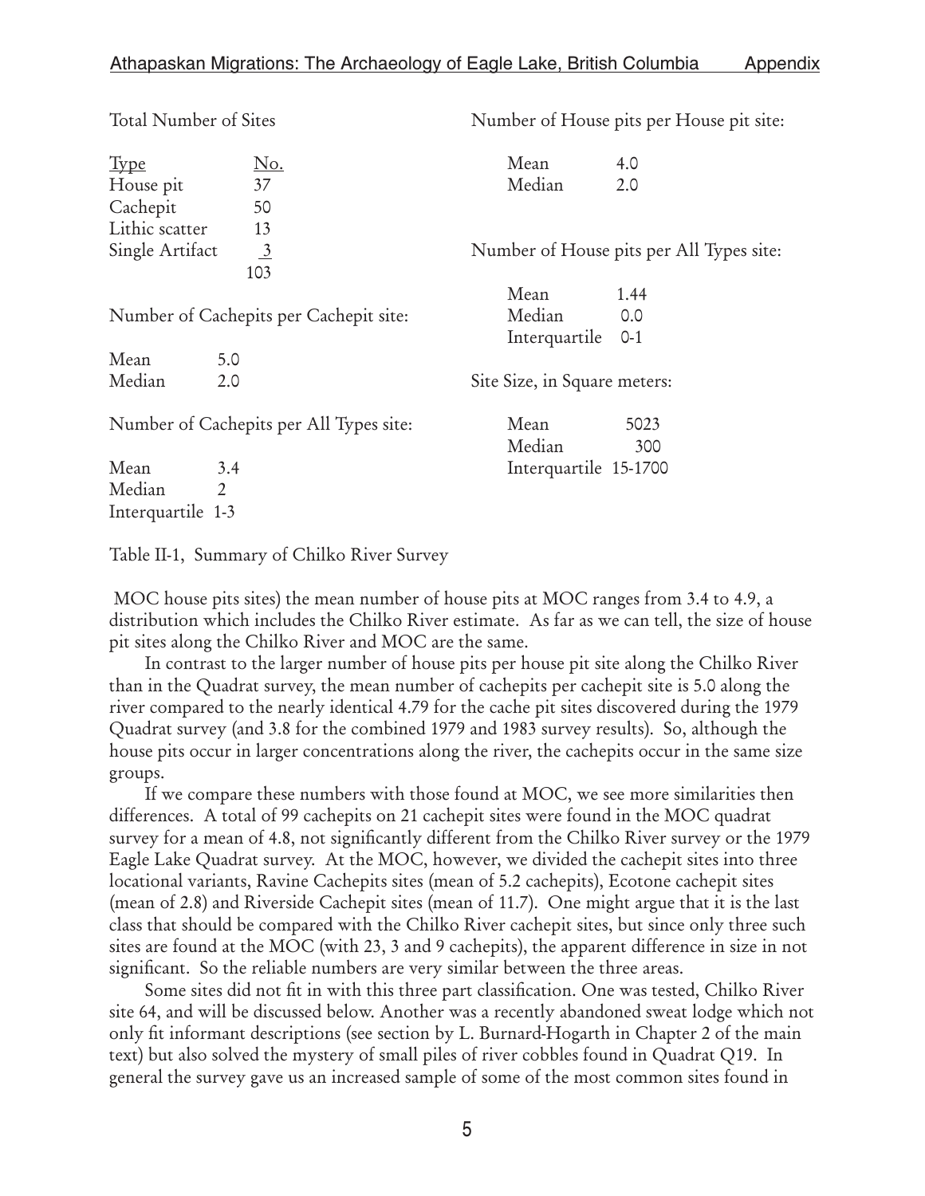Total Number of Sites

| Type | No. |
|---|---|
| House pit | 37 |
| Cachepit | 50 |
| Lithic scatter | 13 |
| Single Artifact | 3 |
| | 103 |

Number of Cachepits per Cachepit site:

| | |
|---|---|
| Mean | 5.0 |
| Median | 2.0 |

Number of Cachepits per All Types site:

| | |
|---|---|
| Mean | 3.4 |
| Median | 2 |
| Interquartile | 1-3 |

Number of House pits per House pit site:

| | |
|---|---|
| Mean | 4.0 |
| Median | 2.0 |

Number of House pits per All Types site:

| | |
|---|---|
| Mean | 1.44 |
| Median | 0.0 |
| Interquartile | 0-1 |

Site Size, in Square meters:

| | |
|---|---|
| Mean | 5023 |
| Median | 300 |
| Interquartile | 15-1700 |

Table II-1, Summary of Chilko River Survey

MOC house pits sites) the mean number of house pits at MOC ranges from 3.4 to 4.9, a distribution which includes the Chilko River estimate. As far as we can tell, the size of house pit sites along the Chilko River and MOC are the same.

In contrast to the larger number of house pits per house pit site along the Chilko River than in the Quadrat survey, the mean number of cachepits per cachepit site is 5.0 along the river compared to the nearly identical 4.79 for the cache pit sites discovered during the 1979 Quadrat survey (and 3.8 for the combined 1979 and 1983 survey results). So, although the house pits occur in larger concentrations along the river, the cachepits occur in the same size groups.

If we compare these numbers with those found at MOC, we see more similarities then differences. A total of 99 cachepits on 21 cachepit sites were found in the MOC quadrat survey for a mean of 4.8, not significantly different from the Chilko River survey or the 1979 Eagle Lake Quadrat survey. At the MOC, however, we divided the cachepit sites into three locational variants, Ravine Cachepits sites (mean of 5.2 cachepits), Ecotone cachepit sites (mean of 2.8) and Riverside Cachepit sites (mean of 11.7). One might argue that it is the last class that should be compared with the Chilko River cachepit sites, but since only three such sites are found at the MOC (with 23, 3 and 9 cachepits), the apparent difference in size in not significant. So the reliable numbers are very similar between the three areas.

Some sites did not fit in with this three part classification. One was tested, Chilko River site 64, and will be discussed below. Another was a recently abandoned sweat lodge which not only fit informant descriptions (see section by L. Burnard-Hogarth in Chapter 2 of the main text) but also solved the mystery of small piles of river cobbles found in Quadrat Q19. In general the survey gave us an increased sample of some of the most common sites found in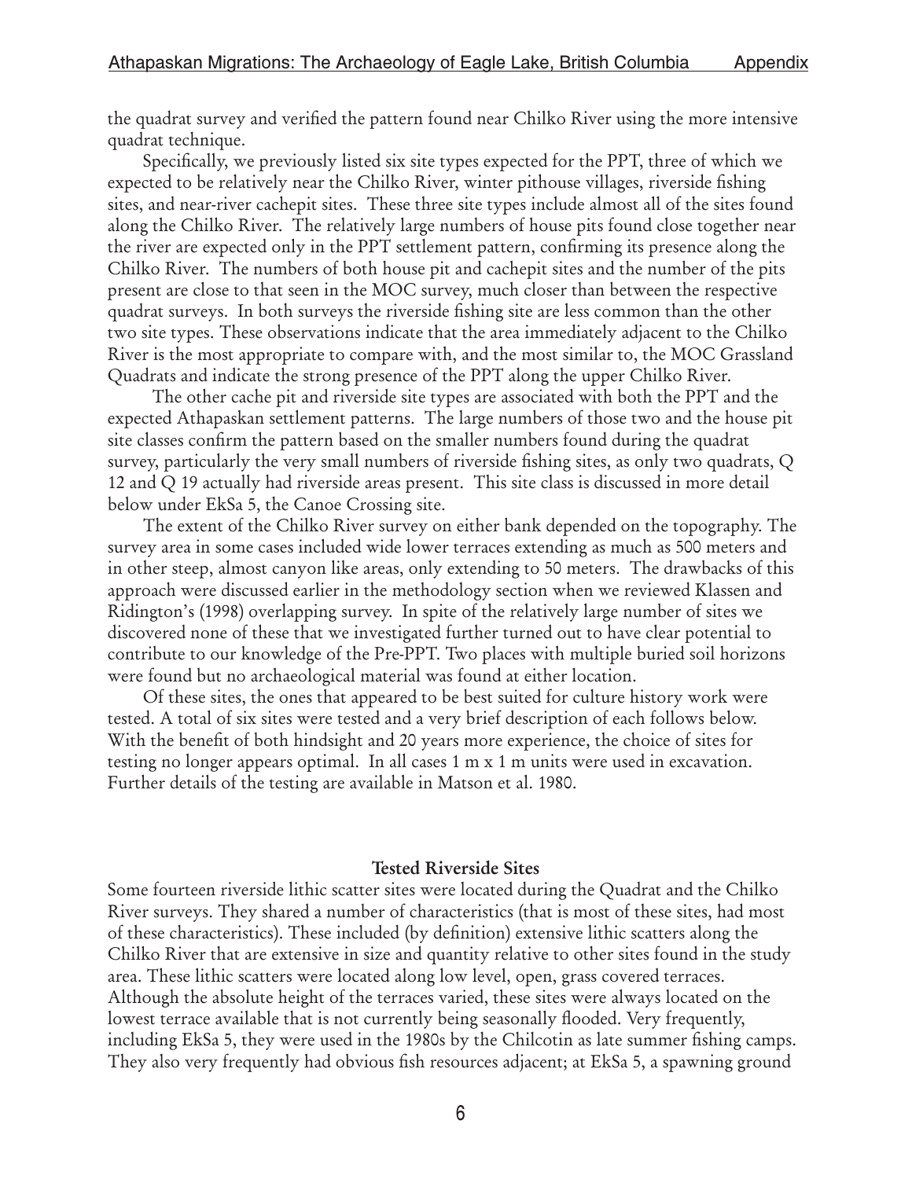the quadrat survey and verified the pattern found near Chilko River using the more intensive quadrat technique.

Specifically, we previously listed six site types expected for the PPT, three of which we expected to be relatively near the Chilko River, winter pithouse villages, riverside fishing sites, and near-river cachepit sites. These three site types include almost all of the sites found along the Chilko River. The relatively large numbers of house pits found close together near the river are expected only in the PPT settlement pattern, confirming its presence along the Chilko River. The numbers of both house pit and cachepit sites and the number of the pits present are close to that seen in the MOC survey, much closer than between the respective quadrat surveys. In both surveys the riverside fishing site are less common than the other two site types. These observations indicate that the area immediately adjacent to the Chilko River is the most appropriate to compare with, and the most similar to, the MOC Grassland Quadrats and indicate the strong presence of the PPT along the upper Chilko River.

The other cache pit and riverside site types are associated with both the PPT and the expected Athapaskan settlement patterns. The large numbers of those two and the house pit site classes confirm the pattern based on the smaller numbers found during the quadrat survey, particularly the very small numbers of riverside fishing sites, as only two quadrats, Q 12 and Q 19 actually had riverside areas present. This site class is discussed in more detail below under EkSa 5, the Canoe Crossing site.

The extent of the Chilko River survey on either bank depended on the topography. The survey area in some cases included wide lower terraces extending as much as 500 meters and in other steep, almost canyon like areas, only extending to 50 meters. The drawbacks of this approach were discussed earlier in the methodology section when we reviewed Klassen and Ridington's (1998) overlapping survey. In spite of the relatively large number of sites we discovered none of these that we investigated further turned out to have clear potential to contribute to our knowledge of the Pre-PPT. Two places with multiple buried soil horizons were found but no archaeological material was found at either location.

Of these sites, the ones that appeared to be best suited for culture history work were tested. A total of six sites were tested and a very brief description of each follows below. With the benefit of both hindsight and 20 years more experience, the choice of sites for testing no longer appears optimal. In all cases 1 m x 1 m units were used in excavation. Further details of the testing are available in Matson et al. 1980.

## Tested Riverside Sites

Some fourteen riverside lithic scatter sites were located during the Quadrat and the Chilko River surveys. They shared a number of characteristics (that is most of these sites, had most of these characteristics). These included (by definition) extensive lithic scatters along the Chilko River that are extensive in size and quantity relative to other sites found in the study area. These lithic scatters were located along low level, open, grass covered terraces. Although the absolute height of the terraces varied, these sites were always located on the lowest terrace available that is not currently being seasonally flooded. Very frequently, including EkSa 5, they were used in the 1980s by the Chilcotin as late summer fishing camps. They also very frequently had obvious fish resources adjacent; at EkSa 5, a spawning ground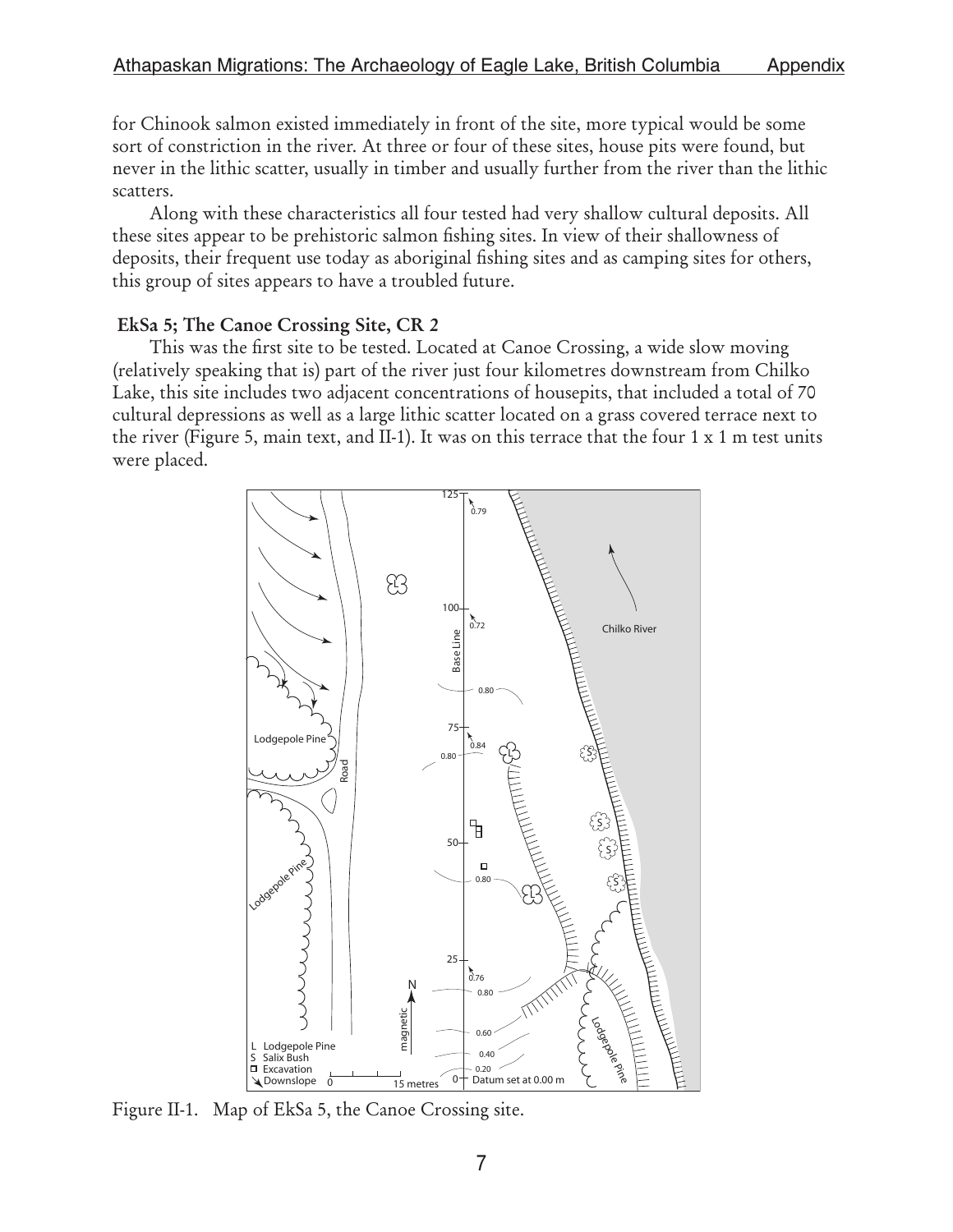for Chinook salmon existed immediately in front of the site, more typical would be some sort of constriction in the river. At three or four of these sites, house pits were found, but never in the lithic scatter, usually in timber and usually further from the river than the lithic scatters.

Along with these characteristics all four tested had very shallow cultural deposits. All these sites appear to be prehistoric salmon fishing sites. In view of their shallowness of deposits, their frequent use today as aboriginal fishing sites and as camping sites for others, this group of sites appears to have a troubled future.

### EkSa 5; The Canoe Crossing Site, CR 2

This was the first site to be tested. Located at Canoe Crossing, a wide slow moving (relatively speaking that is) part of the river just four kilometres downstream from Chilko Lake, this site includes two adjacent concentrations of housepits, that included a total of 70 cultural depressions as well as a large lithic scatter located on a grass covered terrace next to the river (Figure 5, main text, and II-1). It was on this terrace that the four 1 x 1 m test units were placed.

Figure II-1. Map of EkSa 5, the Canoe Crossing site.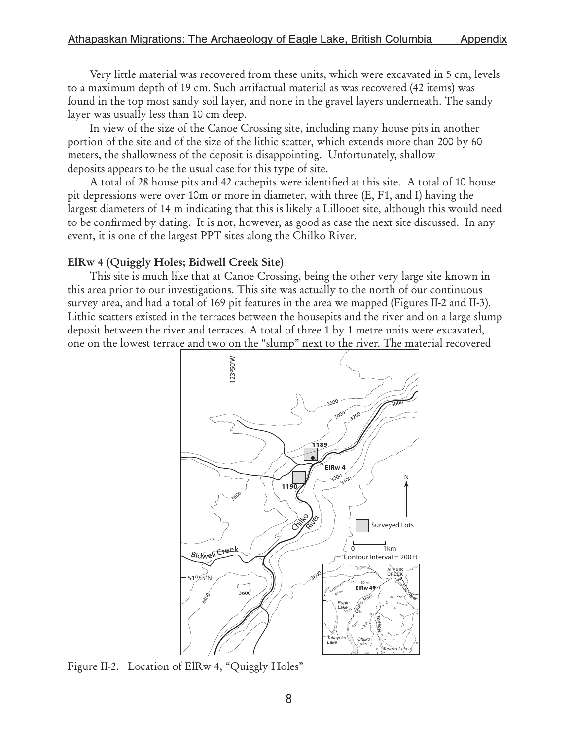Very little material was recovered from these units, which were excavated in 5 cm, levels to a maximum depth of 19 cm. Such artifactual material as was recovered (42 items) was found in the top most sandy soil layer, and none in the gravel layers underneath. The sandy layer was usually less than 10 cm deep.

In view of the size of the Canoe Crossing site, including many house pits in another portion of the site and of the size of the lithic scatter, which extends more than 200 by 60 meters, the shallowness of the deposit is disappointing. Unfortunately, shallow deposits appears to be the usual case for this type of site.

A total of 28 house pits and 42 cachepits were identified at this site. A total of 10 house pit depressions were over 10m or more in diameter, with three (E, F1, and I) having the largest diameters of 14 m indicating that this is likely a Lillooet site, although this would need to be confirmed by dating. It is not, however, as good as case the next site discussed. In any event, it is one of the largest PPT sites along the Chilko River.

**ElRw 4 (Quiggly Holes; Bidwell Creek Site)**

This site is much like that at Canoe Crossing, being the other very large site known in this area prior to our investigations. This site was actually to the north of our continuous survey area, and had a total of 169 pit features in the area we mapped (Figures II-2 and II-3). Lithic scatters existed in the terraces between the housepits and the river and on a large slump deposit between the river and terraces. A total of three 1 by 1 metre units were excavated, one on the lowest terrace and two on the "slump" next to the river. The material recovered

Figure II-2. Location of ElRw 4, "Quiggly Holes"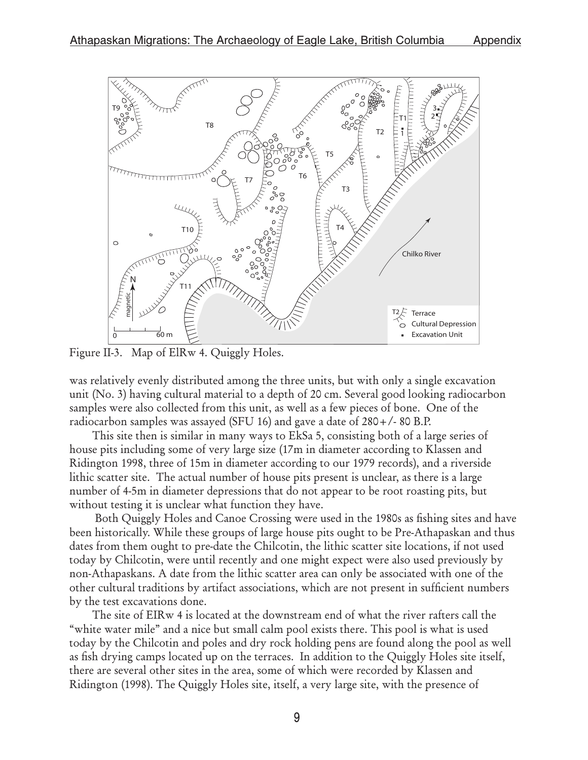Figure II-3. Map of ElRw 4. Quiggly Holes.

was relatively evenly distributed among the three units, but with only a single excavation unit (No. 3) having cultural material to a depth of 20 cm. Several good looking radiocarbon samples were also collected from this unit, as well as a few pieces of bone. One of the radiocarbon samples was assayed (SFU 16) and gave a date of 280+/- 80 B.P.

This site then is similar in many ways to EkSa 5, consisting both of a large series of house pits including some of very large size (17m in diameter according to Klassen and Ridington 1998, three of 15m in diameter according to our 1979 records), and a riverside lithic scatter site. The actual number of house pits present is unclear, as there is a large number of 4-5m in diameter depressions that do not appear to be root roasting pits, but without testing it is unclear what function they have.

Both Quiggly Holes and Canoe Crossing were used in the 1980s as fishing sites and have been historically. While these groups of large house pits ought to be Pre-Athapaskan and thus dates from them ought to pre-date the Chilcotin, the lithic scatter site locations, if not used today by Chilcotin, were until recently and one might expect were also used previously by non-Athapaskans. A date from the lithic scatter area can only be associated with one of the other cultural traditions by artifact associations, which are not present in sufficient numbers by the test excavations done.

The site of EIRw 4 is located at the downstream end of what the river rafters call the "white water mile" and a nice but small calm pool exists there. This pool is what is used today by the Chilcotin and poles and dry rock holding pens are found along the pool as well as fish drying camps located up on the terraces. In addition to the Quiggly Holes site itself, there are several other sites in the area, some of which were recorded by Klassen and Ridington (1998). The Quiggly Holes site, itself, a very large site, with the presence of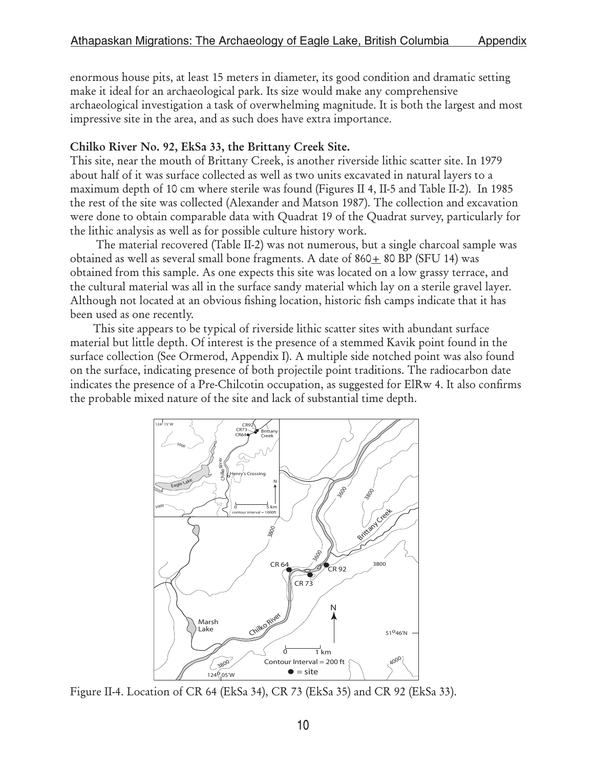enormous house pits, at least 15 meters in diameter, its good condition and dramatic setting make it ideal for an archaeological park. Its size would make any comprehensive archaeological investigation a task of overwhelming magnitude. It is both the largest and most impressive site in the area, and as such does have extra importance.

**Chilko River No. 92, EkSa 33, the Brittany Creek Site.**

This site, near the mouth of Brittany Creek, is another riverside lithic scatter site. In 1979 about half of it was surface collected as well as two units excavated in natural layers to a maximum depth of 10 cm where sterile was found (Figures II 4, II-5 and Table II-2). In 1985 the rest of the site was collected (Alexander and Matson 1987). The collection and excavation were done to obtain comparable data with Quadrat 19 of the Quadrat survey, particularly for the lithic analysis as well as for possible culture history work.

The material recovered (Table II-2) was not numerous, but a single charcoal sample was obtained as well as several small bone fragments. A date of 860± 80 BP (SFU 14) was obtained from this sample. As one expects this site was located on a low grassy terrace, and the cultural material was all in the surface sandy material which lay on a sterile gravel layer. Although not located at an obvious fishing location, historic fish camps indicate that it has been used as one recently.

This site appears to be typical of riverside lithic scatter sites with abundant surface material but little depth. Of interest is the presence of a stemmed Kavik point found in the surface collection (See Ormerod, Appendix I). A multiple side notched point was also found on the surface, indicating presence of both projectile point traditions. The radiocarbon date indicates the presence of a Pre-Chilcotin occupation, as suggested for ElRw 4. It also confirms the probable mixed nature of the site and lack of substantial time depth.

Figure II-4. Location of CR 64 (EkSa 34), CR 73 (EkSa 35) and CR 92 (EkSa 33).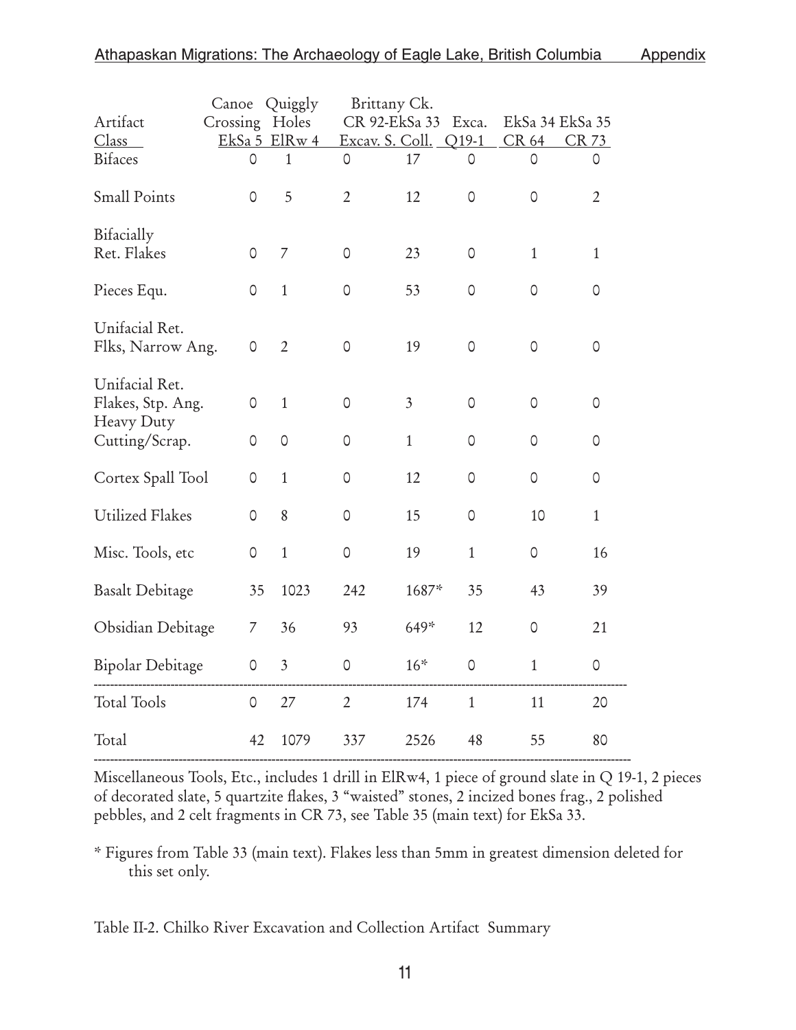| Artifact Class | Canoe Crossing EkSa 5 | Quiggly Holes ElRw 4 | Brittany Ck. CR 92-EkSa 33 Excav. | Brittany Ck. CR 92-EkSa 33 S. Coll. | Exca. Q19-1 | EkSa 34 CR 64 | EkSa 35 CR 73 |
|---|---|---|---|---|---|---|---|
| Bifaces | 0 | 1 | 0 | 17 | 0 | 0 | 0 |
| Small Points | 0 | 5 | 2 | 12 | 0 | 0 | 2 |
| Bifacially Ret. Flakes | 0 | 7 | 0 | 23 | 0 | 1 | 1 |
| Pieces Equ. | 0 | 1 | 0 | 53 | 0 | 0 | 0 |
| Unifacial Ret. Flks, Narrow Ang. | 0 | 2 | 0 | 19 | 0 | 0 | 0 |
| Unifacial Ret. Flakes, Stp. Ang. | 0 | 1 | 0 | 3 | 0 | 0 | 0 |
| Heavy Duty Cutting/Scrap. | 0 | 0 | 0 | 1 | 0 | 0 | 0 |
| Cortex Spall Tool | 0 | 1 | 0 | 12 | 0 | 0 | 0 |
| Utilized Flakes | 0 | 8 | 0 | 15 | 0 | 10 | 1 |
| Misc. Tools, etc | 0 | 1 | 0 | 19 | 1 | 0 | 16 |
| Basalt Debitage | 35 | 1023 | 242 | 1687* | 35 | 43 | 39 |
| Obsidian Debitage | 7 | 36 | 93 | 649* | 12 | 0 | 21 |
| Bipolar Debitage | 0 | 3 | 0 | 16* | 0 | 1 | 0 |
| Total Tools | 0 | 27 | 2 | 174 | 1 | 11 | 20 |
| Total | 42 | 1079 | 337 | 2526 | 48 | 55 | 80 |

Miscellaneous Tools, Etc., includes 1 drill in ElRw4, 1 piece of ground slate in Q 19-1, 2 pieces of decorated slate, 5 quartzite flakes, 3 "waisted" stones, 2 incized bones frag., 2 polished pebbles, and 2 celt fragments in CR 73, see Table 35 (main text) for EkSa 33.

\* Figures from Table 33 (main text). Flakes less than 5mm in greatest dimension deleted for this set only.

Table II-2. Chilko River Excavation and Collection Artifact Summary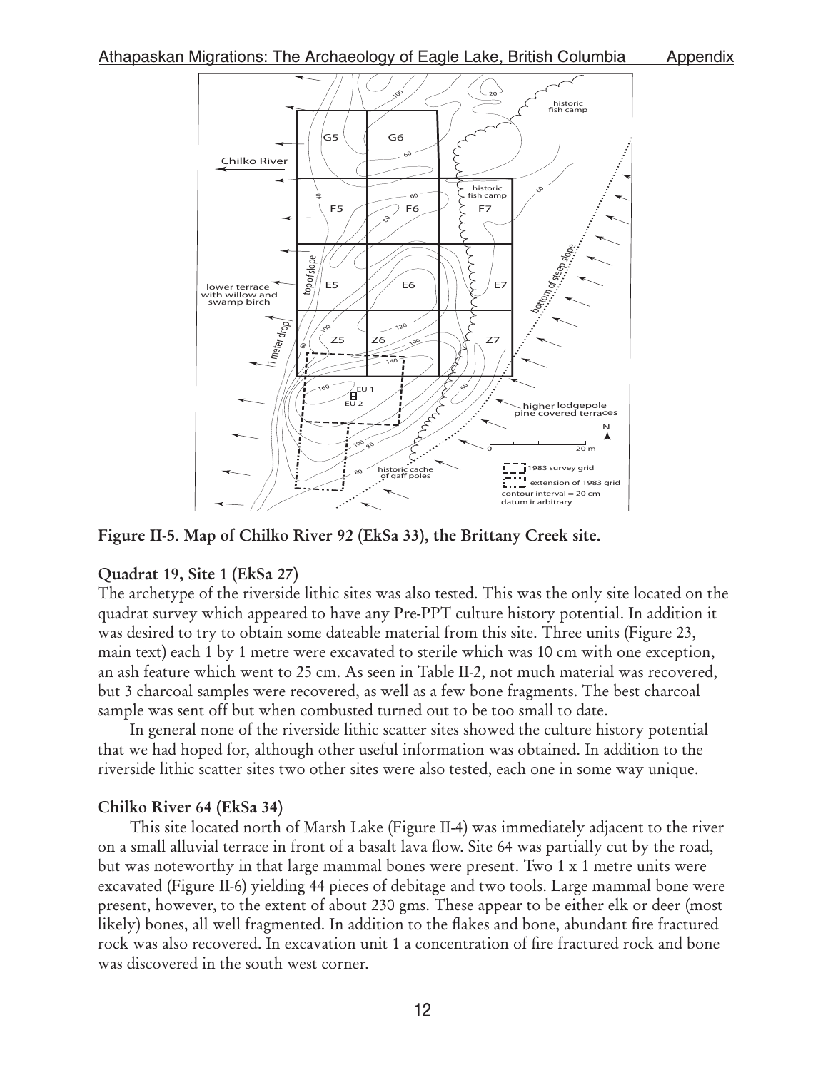**Figure II-5. Map of Chilko River 92 (EkSa 33), the Brittany Creek site.**

### Quadrat 19, Site 1 (EkSa 27)

The archetype of the riverside lithic sites was also tested. This was the only site located on the quadrat survey which appeared to have any Pre-PPT culture history potential. In addition it was desired to try to obtain some dateable material from this site. Three units (Figure 23, main text) each 1 by 1 metre were excavated to sterile which was 10 cm with one exception, an ash feature which went to 25 cm. As seen in Table II-2, not much material was recovered, but 3 charcoal samples were recovered, as well as a few bone fragments. The best charcoal sample was sent off but when combusted turned out to be too small to date.

In general none of the riverside lithic scatter sites showed the culture history potential that we had hoped for, although other useful information was obtained. In addition to the riverside lithic scatter sites two other sites were also tested, each one in some way unique.

### Chilko River 64 (EkSa 34)

This site located north of Marsh Lake (Figure II-4) was immediately adjacent to the river on a small alluvial terrace in front of a basalt lava flow. Site 64 was partially cut by the road, but was noteworthy in that large mammal bones were present. Two 1 x 1 metre units were excavated (Figure II-6) yielding 44 pieces of debitage and two tools. Large mammal bone were present, however, to the extent of about 230 gms. These appear to be either elk or deer (most likely) bones, all well fragmented. In addition to the flakes and bone, abundant fire fractured rock was also recovered. In excavation unit 1 a concentration of fire fractured rock and bone was discovered in the south west corner.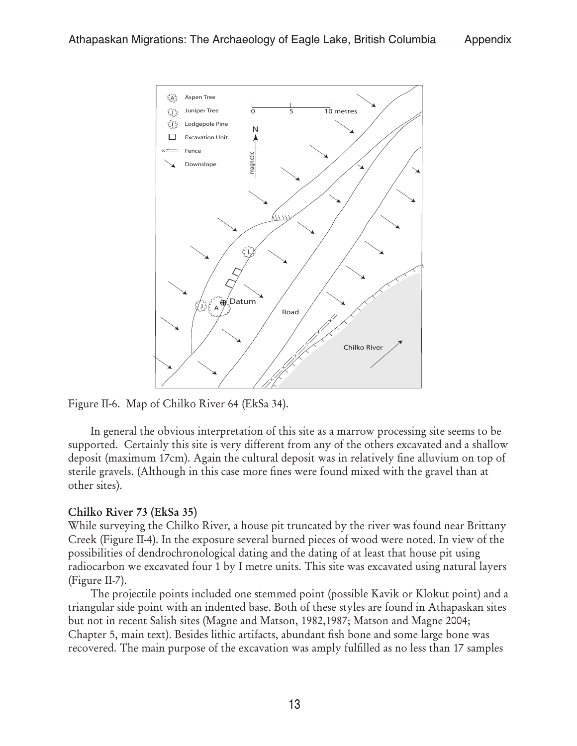Figure II-6. Map of Chilko River 64 (EkSa 34).

In general the obvious interpretation of this site as a marrow processing site seems to be supported. Certainly this site is very different from any of the others excavated and a shallow deposit (maximum 17cm). Again the cultural deposit was in relatively fine alluvium on top of sterile gravels. (Although in this case more fines were found mixed with the gravel than at other sites).

**Chilko River 73 (EkSa 35)**

While surveying the Chilko River, a house pit truncated by the river was found near Brittany Creek (Figure II-4). In the exposure several burned pieces of wood were noted. In view of the possibilities of dendrochronological dating and the dating of at least that house pit using radiocarbon we excavated four 1 by I metre units. This site was excavated using natural layers (Figure II-7).

The projectile points included one stemmed point (possible Kavik or Klokut point) and a triangular side point with an indented base. Both of these styles are found in Athapaskan sites but not in recent Salish sites (Magne and Matson, 1982,1987; Matson and Magne 2004; Chapter 5, main text). Besides lithic artifacts, abundant fish bone and some large bone was recovered. The main purpose of the excavation was amply fulfilled as no less than 17 samples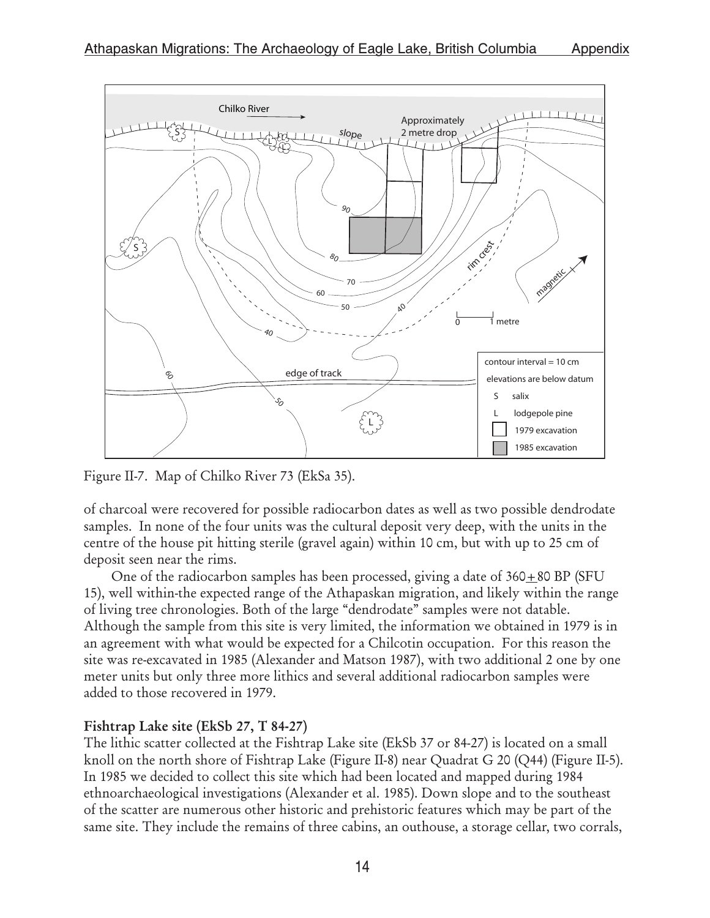Figure II-7. Map of Chilko River 73 (EkSa 35).

of charcoal were recovered for possible radiocarbon dates as well as two possible dendrodate samples. In none of the four units was the cultural deposit very deep, with the units in the centre of the house pit hitting sterile (gravel again) within 10 cm, but with up to 25 cm of deposit seen near the rims.

One of the radiocarbon samples has been processed, giving a date of 360±80 BP (SFU 15), well within-the expected range of the Athapaskan migration, and likely within the range of living tree chronologies. Both of the large "dendrodate" samples were not datable. Although the sample from this site is very limited, the information we obtained in 1979 is in an agreement with what would be expected for a Chilcotin occupation. For this reason the site was re-excavated in 1985 (Alexander and Matson 1987), with two additional 2 one by one meter units but only three more lithics and several additional radiocarbon samples were added to those recovered in 1979.

**Fishtrap Lake site (EkSb 27, T 84-27)**

The lithic scatter collected at the Fishtrap Lake site (EkSb 37 or 84-27) is located on a small knoll on the north shore of Fishtrap Lake (Figure II-8) near Quadrat G 20 (Q44) (Figure II-5). In 1985 we decided to collect this site which had been located and mapped during 1984 ethnoarchaeological investigations (Alexander et al. 1985). Down slope and to the southeast of the scatter are numerous other historic and prehistoric features which may be part of the same site. They include the remains of three cabins, an outhouse, a storage cellar, two corrals,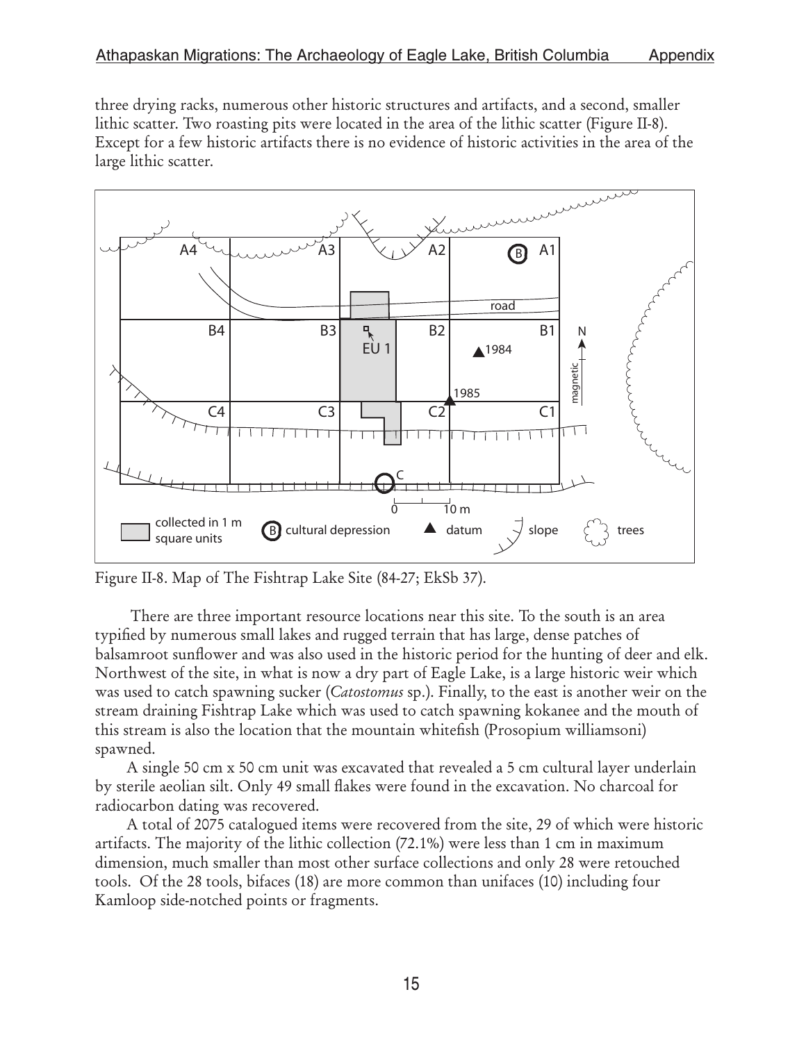three drying racks, numerous other historic structures and artifacts, and a second, smaller lithic scatter. Two roasting pits were located in the area of the lithic scatter (Figure II-8). Except for a few historic artifacts there is no evidence of historic activities in the area of the large lithic scatter.

Figure II-8. Map of The Fishtrap Lake Site (84-27; EkSb 37).

There are three important resource locations near this site. To the south is an area typified by numerous small lakes and rugged terrain that has large, dense patches of balsamroot sunflower and was also used in the historic period for the hunting of deer and elk. Northwest of the site, in what is now a dry part of Eagle Lake, is a large historic weir which was used to catch spawning sucker (*Catostomus* sp.). Finally, to the east is another weir on the stream draining Fishtrap Lake which was used to catch spawning kokanee and the mouth of this stream is also the location that the mountain whitefish (Prosopium williamsoni) spawned.

A single 50 cm x 50 cm unit was excavated that revealed a 5 cm cultural layer underlain by sterile aeolian silt. Only 49 small flakes were found in the excavation. No charcoal for radiocarbon dating was recovered.

A total of 2075 catalogued items were recovered from the site, 29 of which were historic artifacts. The majority of the lithic collection (72.1%) were less than 1 cm in maximum dimension, much smaller than most other surface collections and only 28 were retouched tools. Of the 28 tools, bifaces (18) are more common than unifaces (10) including four Kamloop side-notched points or fragments.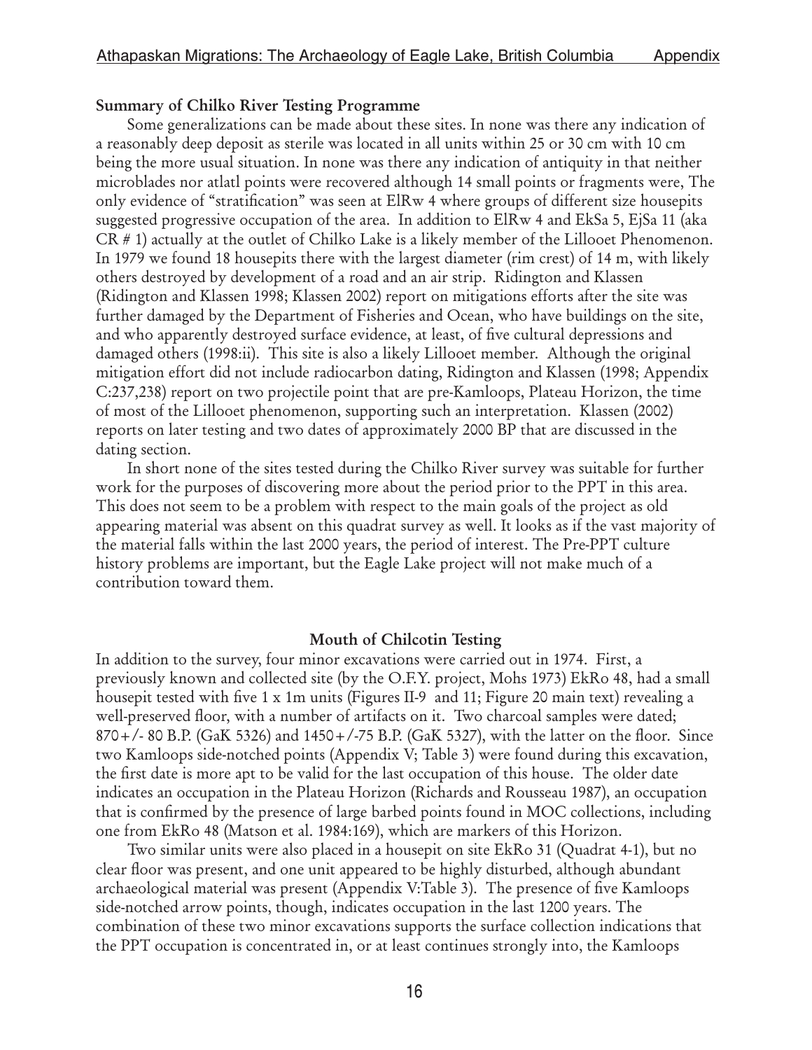**Summary of Chilko River Testing Programme**

Some generalizations can be made about these sites. In none was there any indication of a reasonably deep deposit as sterile was located in all units within 25 or 30 cm with 10 cm being the more usual situation. In none was there any indication of antiquity in that neither microblades nor atlatl points were recovered although 14 small points or fragments were, The only evidence of "stratification" was seen at ElRw 4 where groups of different size housepits suggested progressive occupation of the area. In addition to ElRw 4 and EkSa 5, EjSa 11 (aka CR # 1) actually at the outlet of Chilko Lake is a likely member of the Lillooet Phenomenon. In 1979 we found 18 housepits there with the largest diameter (rim crest) of 14 m, with likely others destroyed by development of a road and an air strip. Ridington and Klassen (Ridington and Klassen 1998; Klassen 2002) report on mitigations efforts after the site was further damaged by the Department of Fisheries and Ocean, who have buildings on the site, and who apparently destroyed surface evidence, at least, of five cultural depressions and damaged others (1998:ii). This site is also a likely Lillooet member. Although the original mitigation effort did not include radiocarbon dating, Ridington and Klassen (1998; Appendix C:237,238) report on two projectile point that are pre-Kamloops, Plateau Horizon, the time of most of the Lillooet phenomenon, supporting such an interpretation. Klassen (2002) reports on later testing and two dates of approximately 2000 BP that are discussed in the dating section.

In short none of the sites tested during the Chilko River survey was suitable for further work for the purposes of discovering more about the period prior to the PPT in this area. This does not seem to be a problem with respect to the main goals of the project as old appearing material was absent on this quadrat survey as well. It looks as if the vast majority of the material falls within the last 2000 years, the period of interest. The Pre-PPT culture history problems are important, but the Eagle Lake project will not make much of a contribution toward them.

**Mouth of Chilcotin Testing**

In addition to the survey, four minor excavations were carried out in 1974. First, a previously known and collected site (by the O.F.Y. project, Mohs 1973) EkRo 48, had a small housepit tested with five 1 x 1m units (Figures II-9 and 11; Figure 20 main text) revealing a well-preserved floor, with a number of artifacts on it. Two charcoal samples were dated; 870+/- 80 B.P. (GaK 5326) and 1450+/-75 B.P. (GaK 5327), with the latter on the floor. Since two Kamloops side-notched points (Appendix V; Table 3) were found during this excavation, the first date is more apt to be valid for the last occupation of this house. The older date indicates an occupation in the Plateau Horizon (Richards and Rousseau 1987), an occupation that is confirmed by the presence of large barbed points found in MOC collections, including one from EkRo 48 (Matson et al. 1984:169), which are markers of this Horizon.

Two similar units were also placed in a housepit on site EkRo 31 (Quadrat 4-1), but no clear floor was present, and one unit appeared to be highly disturbed, although abundant archaeological material was present (Appendix V:Table 3). The presence of five Kamloops side-notched arrow points, though, indicates occupation in the last 1200 years. The combination of these two minor excavations supports the surface collection indications that the PPT occupation is concentrated in, or at least continues strongly into, the Kamloops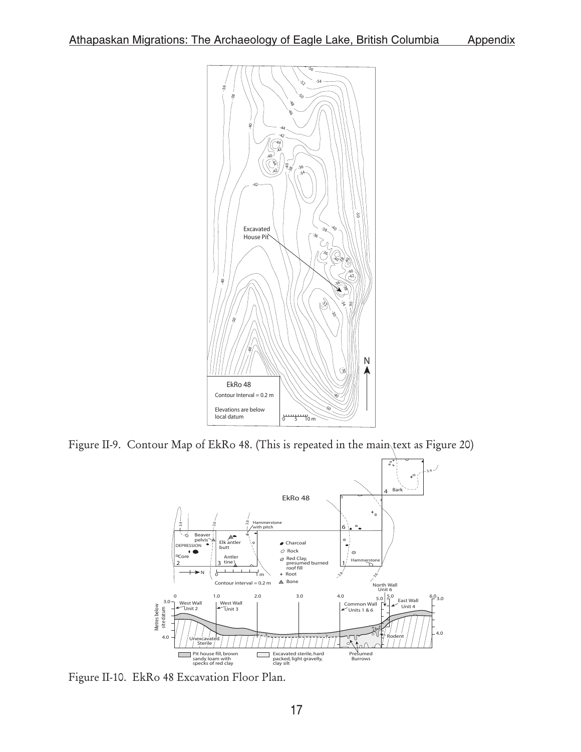Figure II-9. Contour Map of EkRo 48. (This is repeated in the main text as Figure 20)

Figure II-10. EkRo 48 Excavation Floor Plan.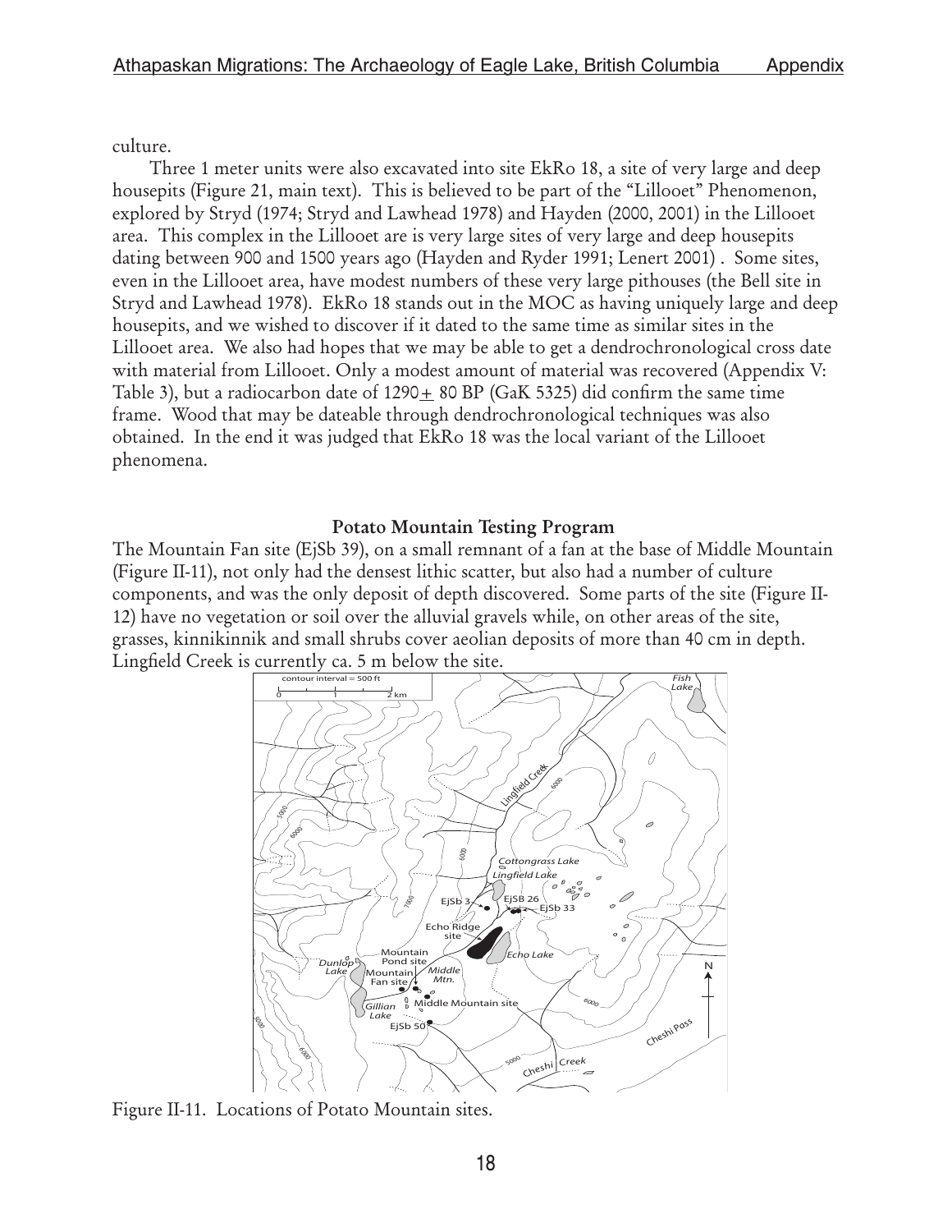culture.

Three 1 meter units were also excavated into site EkRo 18, a site of very large and deep housepits (Figure 21, main text). This is believed to be part of the "Lillooet" Phenomenon, explored by Stryd (1974; Stryd and Lawhead 1978) and Hayden (2000, 2001) in the Lillooet area. This complex in the Lillooet are is very large sites of very large and deep housepits dating between 900 and 1500 years ago (Hayden and Ryder 1991; Lenert 2001) . Some sites, even in the Lillooet area, have modest numbers of these very large pithouses (the Bell site in Stryd and Lawhead 1978). EkRo 18 stands out in the MOC as having uniquely large and deep housepits, and we wished to discover if it dated to the same time as similar sites in the Lillooet area. We also had hopes that we may be able to get a dendrochronological cross date with material from Lillooet. Only a modest amount of material was recovered (Appendix V: Table 3), but a radiocarbon date of 1290± 80 BP (GaK 5325) did confirm the same time frame. Wood that may be dateable through dendrochronological techniques was also obtained. In the end it was judged that EkRo 18 was the local variant of the Lillooet phenomena.

## Potato Mountain Testing Program

The Mountain Fan site (EjSb 39), on a small remnant of a fan at the base of Middle Mountain (Figure II-11), not only had the densest lithic scatter, but also had a number of culture components, and was the only deposit of depth discovered. Some parts of the site (Figure II-12) have no vegetation or soil over the alluvial gravels while, on other areas of the site, grasses, kinnikinnik and small shrubs cover aeolian deposits of more than 40 cm in depth. Lingfield Creek is currently ca. 5 m below the site.

Figure II-11. Locations of Potato Mountain sites.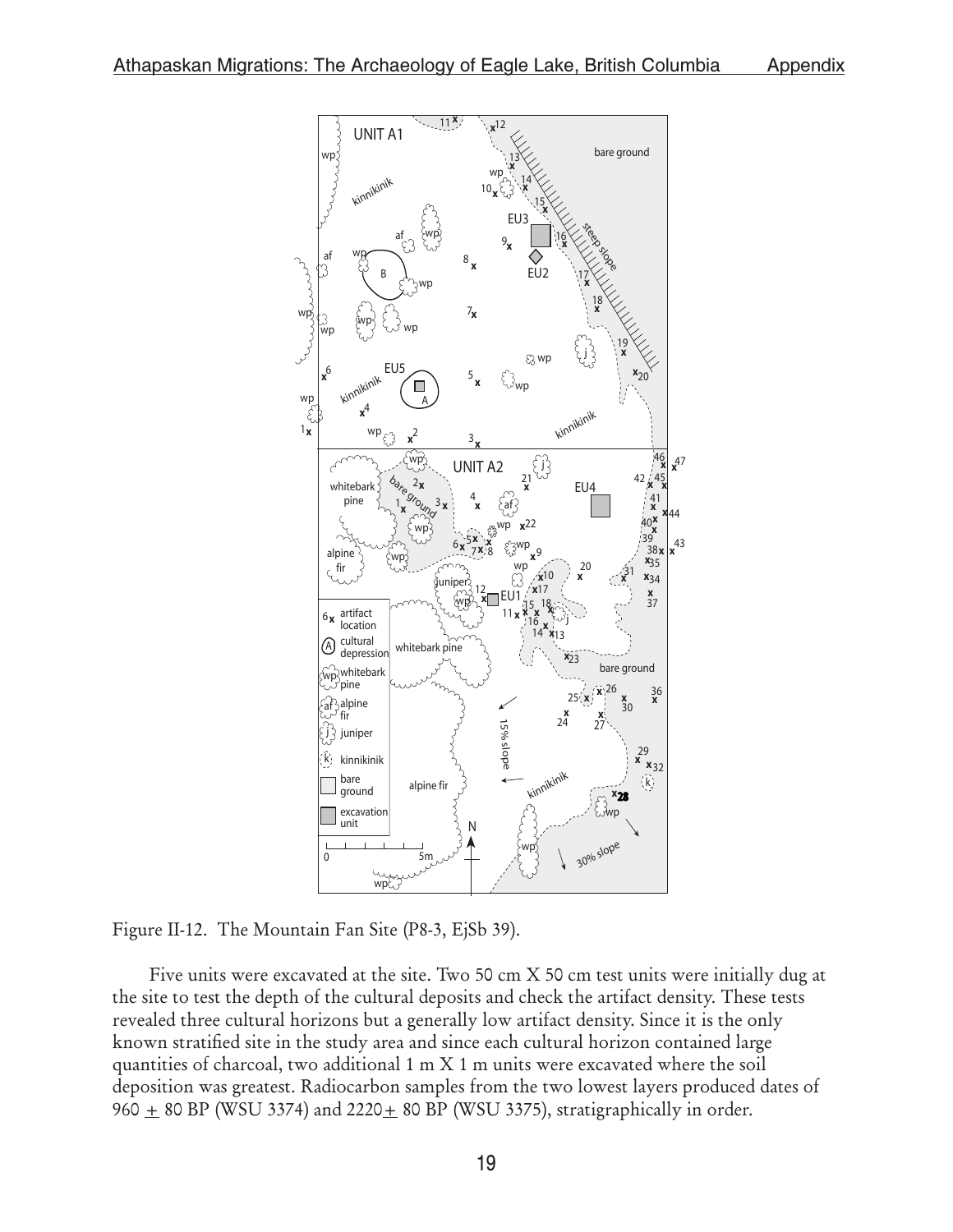Figure II-12. The Mountain Fan Site (P8-3, EjSb 39).

Five units were excavated at the site. Two 50 cm X 50 cm test units were initially dug at the site to test the depth of the cultural deposits and check the artifact density. These tests revealed three cultural horizons but a generally low artifact density. Since it is the only known stratified site in the study area and since each cultural horizon contained large quantities of charcoal, two additional 1 m X 1 m units were excavated where the soil deposition was greatest. Radiocarbon samples from the two lowest layers produced dates of 960 $\pm$ 80 BP (WSU 3374) and 2220$\pm$ 80 BP (WSU 3375), stratigraphically in order.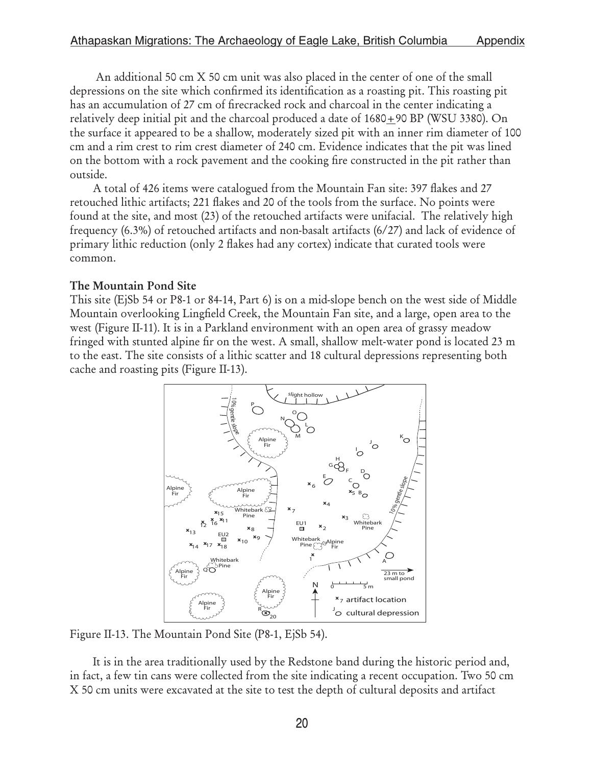An additional 50 cm X 50 cm unit was also placed in the center of one of the small depressions on the site which confirmed its identification as a roasting pit. This roasting pit has an accumulation of 27 cm of firecracked rock and charcoal in the center indicating a relatively deep initial pit and the charcoal produced a date of 1680±90 BP (WSU 3380). On the surface it appeared to be a shallow, moderately sized pit with an inner rim diameter of 100 cm and a rim crest to rim crest diameter of 240 cm. Evidence indicates that the pit was lined on the bottom with a rock pavement and the cooking fire constructed in the pit rather than outside.

A total of 426 items were catalogued from the Mountain Fan site: 397 flakes and 27 retouched lithic artifacts; 221 flakes and 20 of the tools from the surface. No points were found at the site, and most (23) of the retouched artifacts were unifacial. The relatively high frequency (6.3%) of retouched artifacts and non-basalt artifacts (6/27) and lack of evidence of primary lithic reduction (only 2 flakes had any cortex) indicate that curated tools were common.

**The Mountain Pond Site**

This site (EjSb 54 or P8-1 or 84-14, Part 6) is on a mid-slope bench on the west side of Middle Mountain overlooking Lingfield Creek, the Mountain Fan site, and a large, open area to the west (Figure II-11). It is in a Parkland environment with an open area of grassy meadow fringed with stunted alpine fir on the west. A small, shallow melt-water pond is located 23 m to the east. The site consists of a lithic scatter and 18 cultural depressions representing both cache and roasting pits (Figure II-13).

Figure II-13. The Mountain Pond Site (P8-1, EjSb 54).

It is in the area traditionally used by the Redstone band during the historic period and, in fact, a few tin cans were collected from the site indicating a recent occupation. Two 50 cm X 50 cm units were excavated at the site to test the depth of cultural deposits and artifact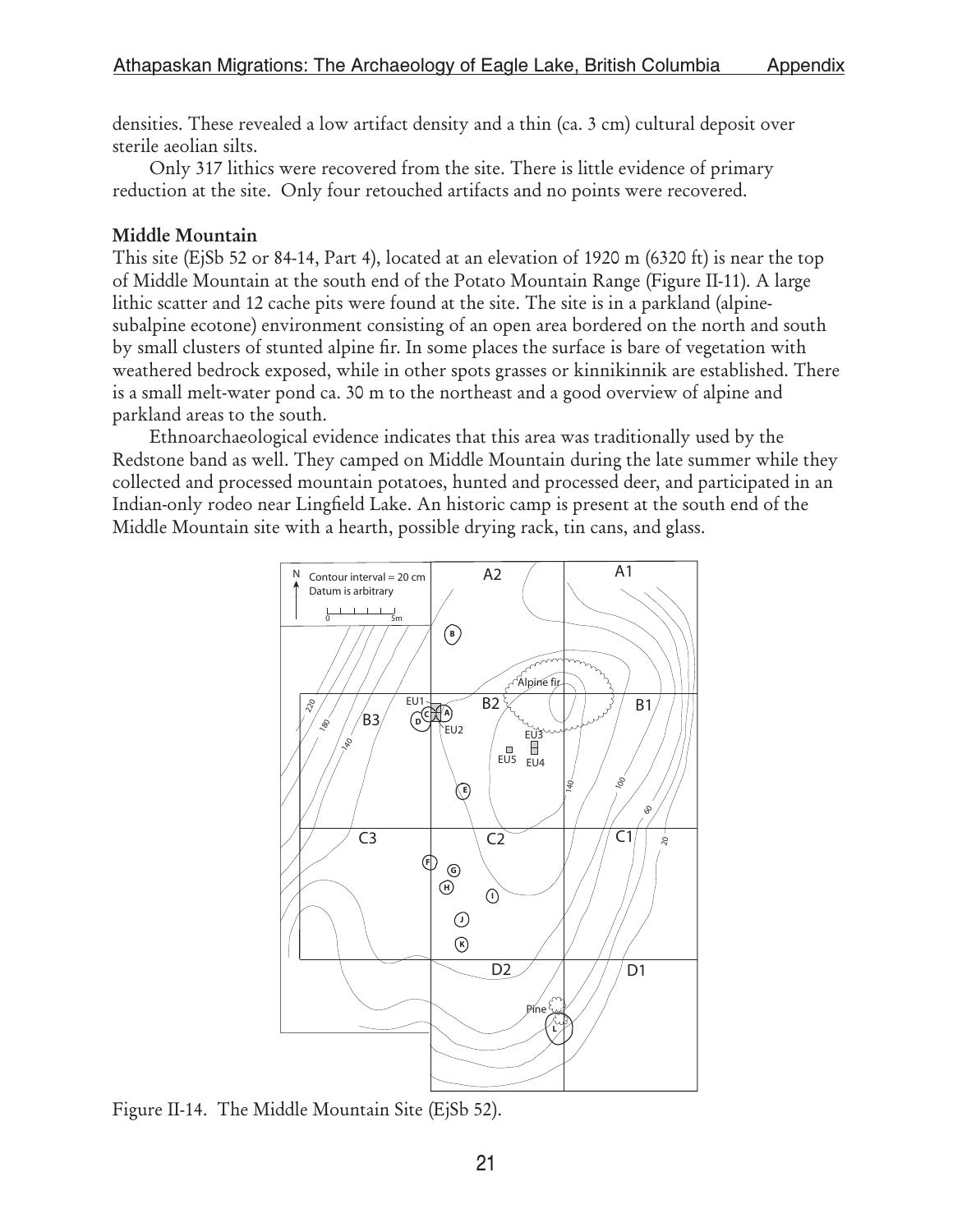densities. These revealed a low artifact density and a thin (ca. 3 cm) cultural deposit over sterile aeolian silts.

Only 317 lithics were recovered from the site. There is little evidence of primary reduction at the site. Only four retouched artifacts and no points were recovered.

**Middle Mountain**

This site (EjSb 52 or 84-14, Part 4), located at an elevation of 1920 m (6320 ft) is near the top of Middle Mountain at the south end of the Potato Mountain Range (Figure II-11). A large lithic scatter and 12 cache pits were found at the site. The site is in a parkland (alpine-subalpine ecotone) environment consisting of an open area bordered on the north and south by small clusters of stunted alpine fir. In some places the surface is bare of vegetation with weathered bedrock exposed, while in other spots grasses or kinnikinnik are established. There is a small melt-water pond ca. 30 m to the northeast and a good overview of alpine and parkland areas to the south.

Ethnoarchaeological evidence indicates that this area was traditionally used by the Redstone band as well. They camped on Middle Mountain during the late summer while they collected and processed mountain potatoes, hunted and processed deer, and participated in an Indian-only rodeo near Lingfield Lake. An historic camp is present at the south end of the Middle Mountain site with a hearth, possible drying rack, tin cans, and glass.

Figure II-14. The Middle Mountain Site (EjSb 52).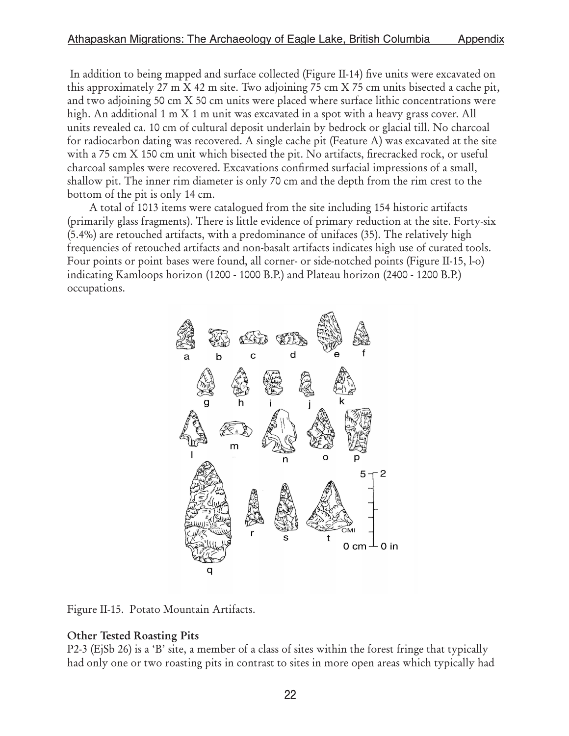In addition to being mapped and surface collected (Figure II-14) five units were excavated on this approximately 27 m X 42 m site. Two adjoining 75 cm X 75 cm units bisected a cache pit, and two adjoining 50 cm X 50 cm units were placed where surface lithic concentrations were high. An additional 1 m X 1 m unit was excavated in a spot with a heavy grass cover. All units revealed ca. 10 cm of cultural deposit underlain by bedrock or glacial till. No charcoal for radiocarbon dating was recovered. A single cache pit (Feature A) was excavated at the site with a 75 cm X 150 cm unit which bisected the pit. No artifacts, firecracked rock, or useful charcoal samples were recovered. Excavations confirmed surficial impressions of a small, shallow pit. The inner rim diameter is only 70 cm and the depth from the rim crest to the bottom of the pit is only 14 cm.

A total of 1013 items were catalogued from the site including 154 historic artifacts (primarily glass fragments). There is little evidence of primary reduction at the site. Forty-six (5.4%) are retouched artifacts, with a predominance of unifaces (35). The relatively high frequencies of retouched artifacts and non-basalt artifacts indicates high use of curated tools. Four points or point bases were found, all corner- or side-notched points (Figure II-15, l-o) indicating Kamloops horizon (1200 - 1000 B.P.) and Plateau horizon (2400 - 1200 B.P.) occupations.

Figure II-15. Potato Mountain Artifacts.

**Other Tested Roasting Pits**

P2-3 (EjSb 26) is a 'B' site, a member of a class of sites within the forest fringe that typically had only one or two roasting pits in contrast to sites in more open areas which typically had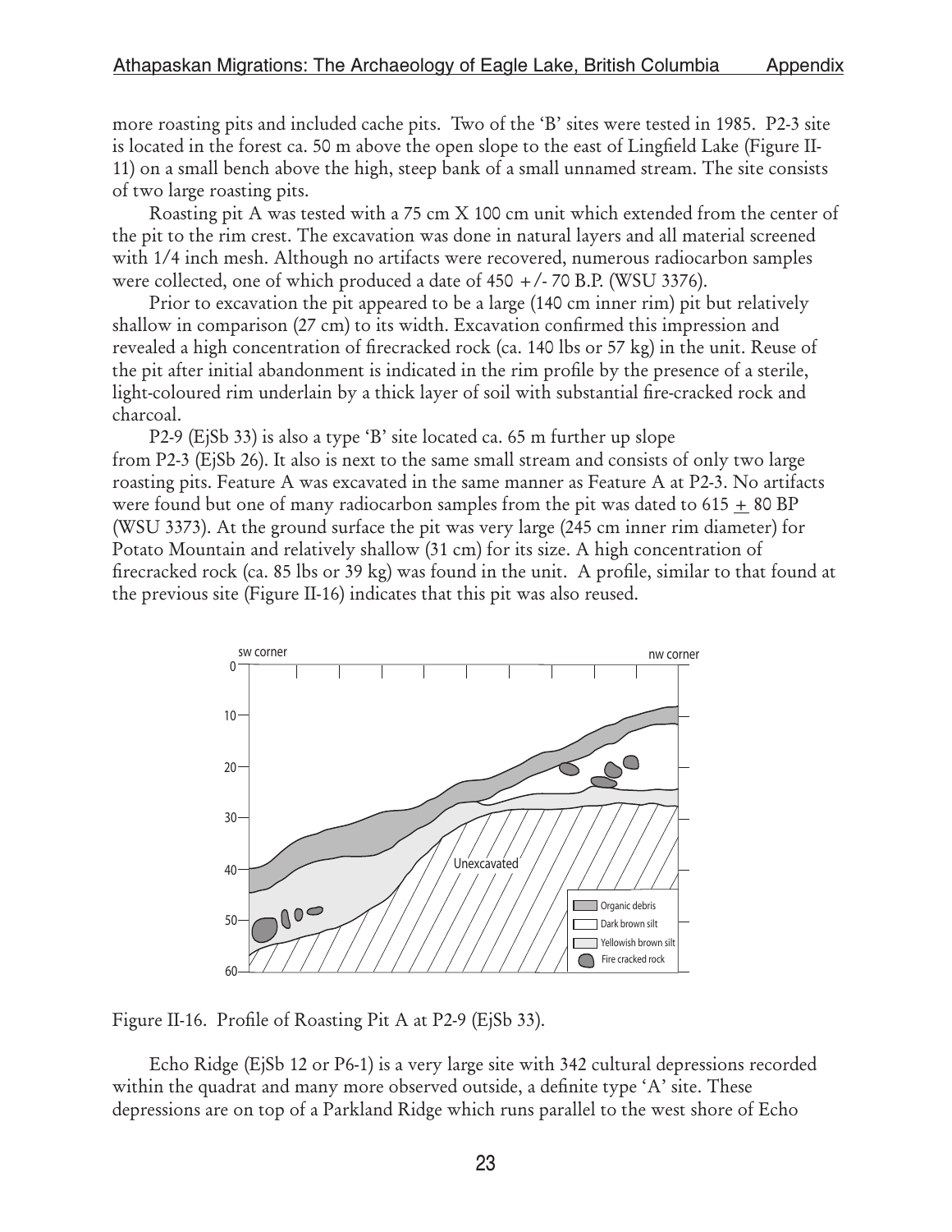more roasting pits and included cache pits. Two of the 'B' sites were tested in 1985. P2-3 site is located in the forest ca. 50 m above the open slope to the east of Lingfield Lake (Figure II-11) on a small bench above the high, steep bank of a small unnamed stream. The site consists of two large roasting pits.

Roasting pit A was tested with a 75 cm X 100 cm unit which extended from the center of the pit to the rim crest. The excavation was done in natural layers and all material screened with 1/4 inch mesh. Although no artifacts were recovered, numerous radiocarbon samples were collected, one of which produced a date of 450 +/- 70 B.P. (WSU 3376).

Prior to excavation the pit appeared to be a large (140 cm inner rim) pit but relatively shallow in comparison (27 cm) to its width. Excavation confirmed this impression and revealed a high concentration of firecracked rock (ca. 140 lbs or 57 kg) in the unit. Reuse of the pit after initial abandonment is indicated in the rim profile by the presence of a sterile, light-coloured rim underlain by a thick layer of soil with substantial fire-cracked rock and charcoal.

P2-9 (EjSb 33) is also a type 'B' site located ca. 65 m further up slope from P2-3 (EjSb 26). It also is next to the same small stream and consists of only two large roasting pits. Feature A was excavated in the same manner as Feature A at P2-3. No artifacts were found but one of many radiocarbon samples from the pit was dated to 615 ± 80 BP (WSU 3373). At the ground surface the pit was very large (245 cm inner rim diameter) for Potato Mountain and relatively shallow (31 cm) for its size. A high concentration of firecracked rock (ca. 85 lbs or 39 kg) was found in the unit. A profile, similar to that found at the previous site (Figure II-16) indicates that this pit was also reused.

Figure II-16. Profile of Roasting Pit A at P2-9 (EjSb 33).

Echo Ridge (EjSb 12 or P6-1) is a very large site with 342 cultural depressions recorded within the quadrat and many more observed outside, a definite type 'A' site. These depressions are on top of a Parkland Ridge which runs parallel to the west shore of Echo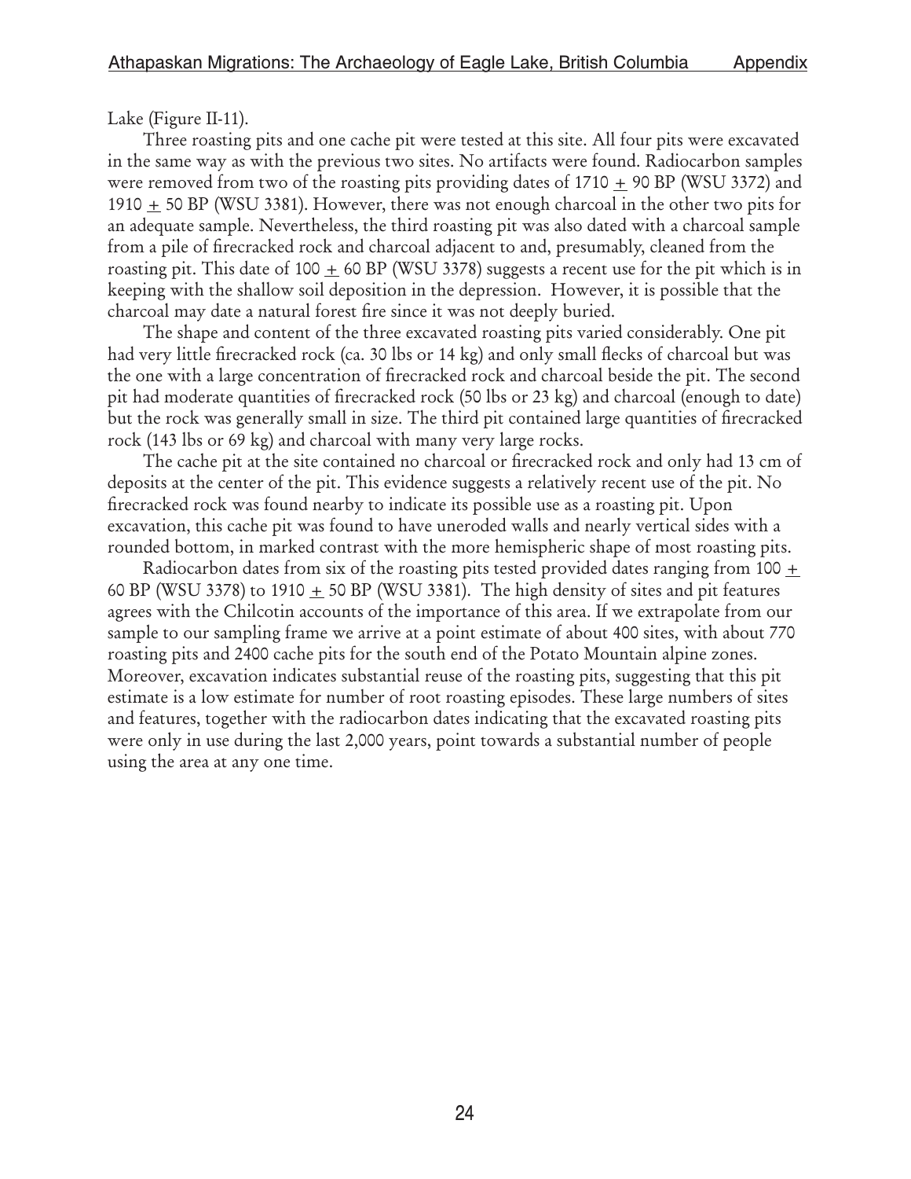Lake (Figure II-11).

Three roasting pits and one cache pit were tested at this site. All four pits were excavated in the same way as with the previous two sites. No artifacts were found. Radiocarbon samples were removed from two of the roasting pits providing dates of 1710 ± 90 BP (WSU 3372) and 1910 ± 50 BP (WSU 3381). However, there was not enough charcoal in the other two pits for an adequate sample. Nevertheless, the third roasting pit was also dated with a charcoal sample from a pile of firecracked rock and charcoal adjacent to and, presumably, cleaned from the roasting pit. This date of 100 ± 60 BP (WSU 3378) suggests a recent use for the pit which is in keeping with the shallow soil deposition in the depression. However, it is possible that the charcoal may date a natural forest fire since it was not deeply buried.

The shape and content of the three excavated roasting pits varied considerably. One pit had very little firecracked rock (ca. 30 lbs or 14 kg) and only small flecks of charcoal but was the one with a large concentration of firecracked rock and charcoal beside the pit. The second pit had moderate quantities of firecracked rock (50 lbs or 23 kg) and charcoal (enough to date) but the rock was generally small in size. The third pit contained large quantities of firecracked rock (143 lbs or 69 kg) and charcoal with many very large rocks.

The cache pit at the site contained no charcoal or firecracked rock and only had 13 cm of deposits at the center of the pit. This evidence suggests a relatively recent use of the pit. No firecracked rock was found nearby to indicate its possible use as a roasting pit. Upon excavation, this cache pit was found to have uneroded walls and nearly vertical sides with a rounded bottom, in marked contrast with the more hemispheric shape of most roasting pits.

Radiocarbon dates from six of the roasting pits tested provided dates ranging from 100 ± 60 BP (WSU 3378) to 1910 ± 50 BP (WSU 3381). The high density of sites and pit features agrees with the Chilcotin accounts of the importance of this area. If we extrapolate from our sample to our sampling frame we arrive at a point estimate of about 400 sites, with about 770 roasting pits and 2400 cache pits for the south end of the Potato Mountain alpine zones. Moreover, excavation indicates substantial reuse of the roasting pits, suggesting that this pit estimate is a low estimate for number of root roasting episodes. These large numbers of sites and features, together with the radiocarbon dates indicating that the excavated roasting pits were only in use during the last 2,000 years, point towards a substantial number of people using the area at any one time.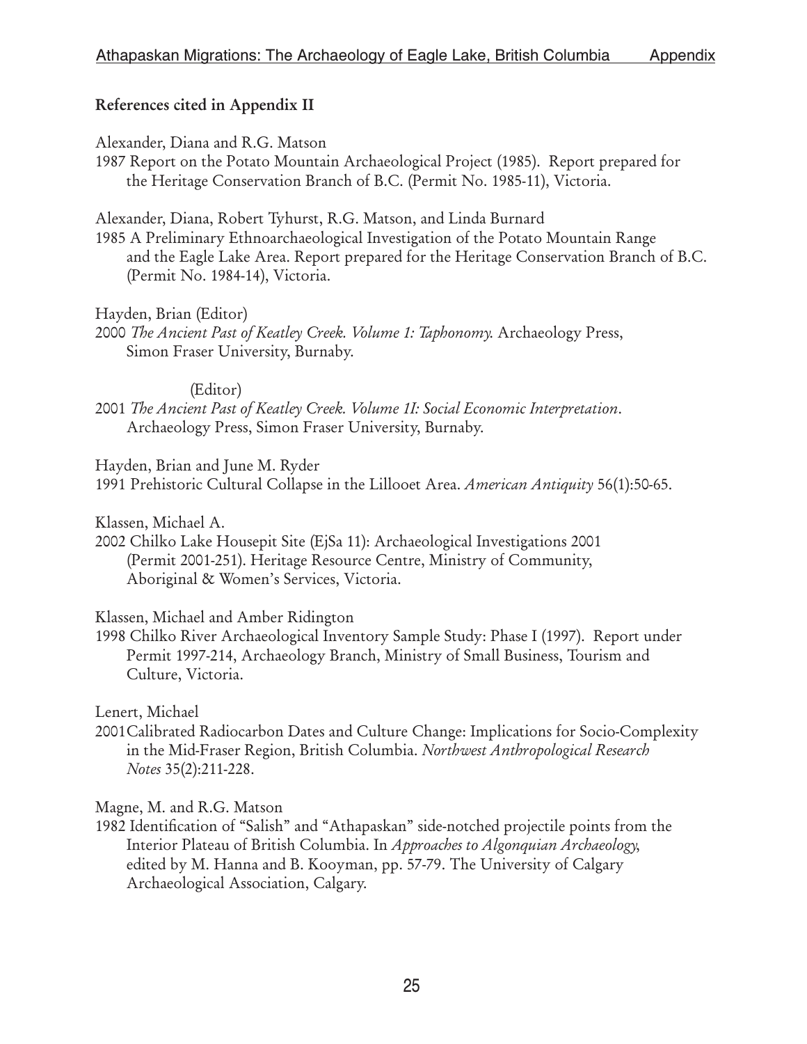**References cited in Appendix II**

Alexander, Diana and R.G. Matson
1987 Report on the Potato Mountain Archaeological Project (1985). Report prepared for the Heritage Conservation Branch of B.C. (Permit No. 1985-11), Victoria.

Alexander, Diana, Robert Tyhurst, R.G. Matson, and Linda Burnard
1985 A Preliminary Ethnoarchaeological Investigation of the Potato Mountain Range and the Eagle Lake Area. Report prepared for the Heritage Conservation Branch of B.C. (Permit No. 1984-14), Victoria.

Hayden, Brian (Editor)
2000 *The Ancient Past of Keatley Creek. Volume 1: Taphonomy.* Archaeology Press, Simon Fraser University, Burnaby.

(Editor)
2001 *The Ancient Past of Keatley Creek. Volume 1I: Social Economic Interpretation*. Archaeology Press, Simon Fraser University, Burnaby.

Hayden, Brian and June M. Ryder
1991 Prehistoric Cultural Collapse in the Lillooet Area. *American Antiquity* 56(1):50-65.

Klassen, Michael A.
2002 Chilko Lake Housepit Site (EjSa 11): Archaeological Investigations 2001 (Permit 2001-251). Heritage Resource Centre, Ministry of Community, Aboriginal & Women's Services, Victoria.

Klassen, Michael and Amber Ridington
1998 Chilko River Archaeological Inventory Sample Study: Phase I (1997). Report under Permit 1997-214, Archaeology Branch, Ministry of Small Business, Tourism and Culture, Victoria.

Lenert, Michael
2001 Calibrated Radiocarbon Dates and Culture Change: Implications for Socio-Complexity in the Mid-Fraser Region, British Columbia. *Northwest Anthropological Research Notes* 35(2):211-228.

Magne, M. and R.G. Matson
1982 Identification of "Salish" and "Athapaskan" side-notched projectile points from the Interior Plateau of British Columbia. In *Approaches to Algonquian Archaeology*, edited by M. Hanna and B. Kooyman, pp. 57-79. The University of Calgary Archaeological Association, Calgary.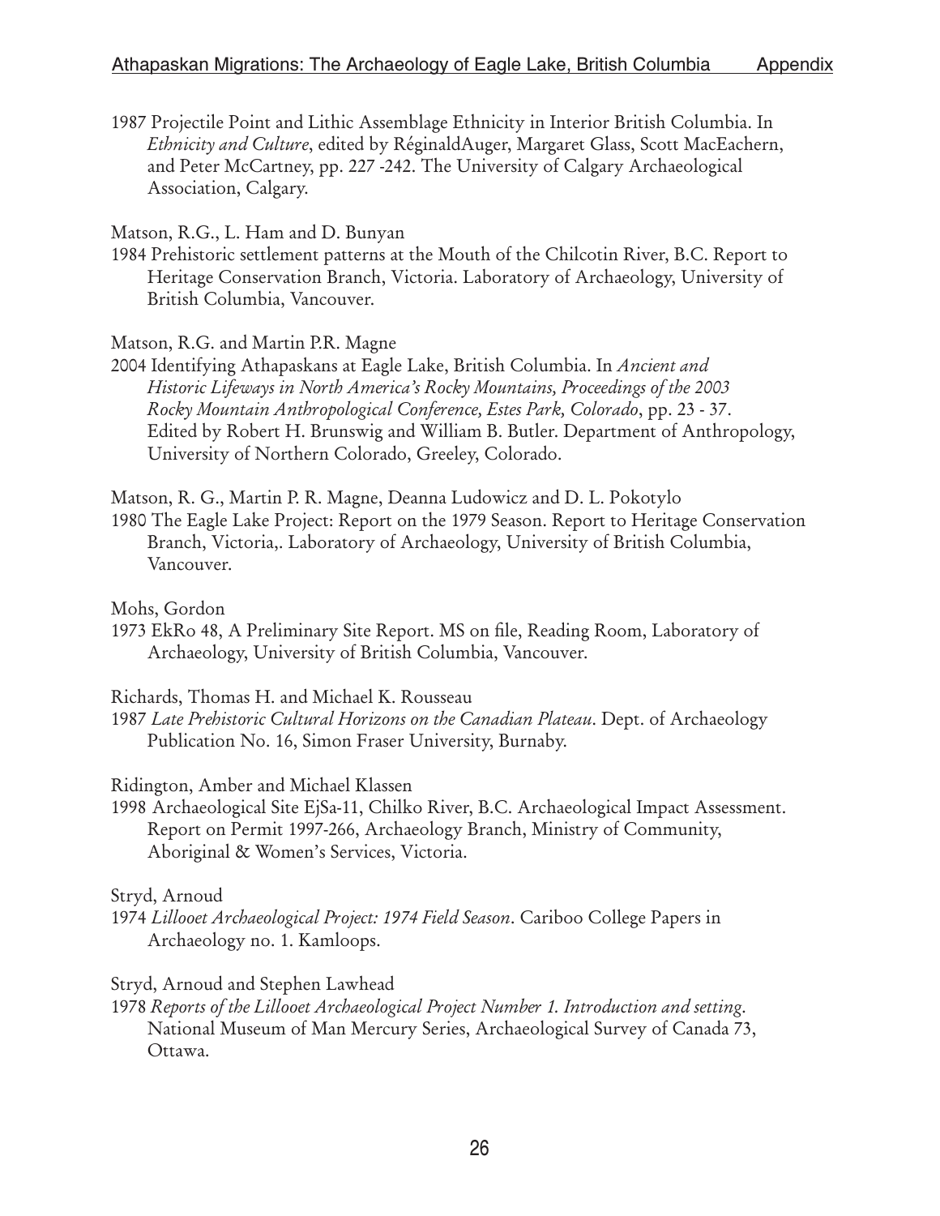1987 Projectile Point and Lithic Assemblage Ethnicity in Interior British Columbia. In *Ethnicity and Culture*, edited by RéginaldAuger, Margaret Glass, Scott MacEachern, and Peter McCartney, pp. 227 -242. The University of Calgary Archaeological Association, Calgary.

Matson, R.G., L. Ham and D. Bunyan

1984 Prehistoric settlement patterns at the Mouth of the Chilcotin River, B.C. Report to Heritage Conservation Branch, Victoria. Laboratory of Archaeology, University of British Columbia, Vancouver.

Matson, R.G. and Martin P.R. Magne

2004 Identifying Athapaskans at Eagle Lake, British Columbia. In *Ancient and Historic Lifeways in North America's Rocky Mountains, Proceedings of the 2003 Rocky Mountain Anthropological Conference, Estes Park, Colorado*, pp. 23 - 37. Edited by Robert H. Brunswig and William B. Butler. Department of Anthropology, University of Northern Colorado, Greeley, Colorado.

Matson, R. G., Martin P. R. Magne, Deanna Ludowicz and D. L. Pokotylo

1980 The Eagle Lake Project: Report on the 1979 Season. Report to Heritage Conservation Branch, Victoria,. Laboratory of Archaeology, University of British Columbia, Vancouver.

Mohs, Gordon

1973 EkRo 48, A Preliminary Site Report. MS on file, Reading Room, Laboratory of Archaeology, University of British Columbia, Vancouver.

Richards, Thomas H. and Michael K. Rousseau

1987 *Late Prehistoric Cultural Horizons on the Canadian Plateau*. Dept. of Archaeology Publication No. 16, Simon Fraser University, Burnaby.

Ridington, Amber and Michael Klassen

1998 Archaeological Site EjSa-11, Chilko River, B.C. Archaeological Impact Assessment. Report on Permit 1997-266, Archaeology Branch, Ministry of Community, Aboriginal & Women's Services, Victoria.

Stryd, Arnoud

1974 *Lillooet Archaeological Project: 1974 Field Season*. Cariboo College Papers in Archaeology no. 1. Kamloops.

Stryd, Arnoud and Stephen Lawhead

1978 *Reports of the Lillooet Archaeological Project Number 1. Introduction and setting*. National Museum of Man Mercury Series, Archaeological Survey of Canada 73, Ottawa.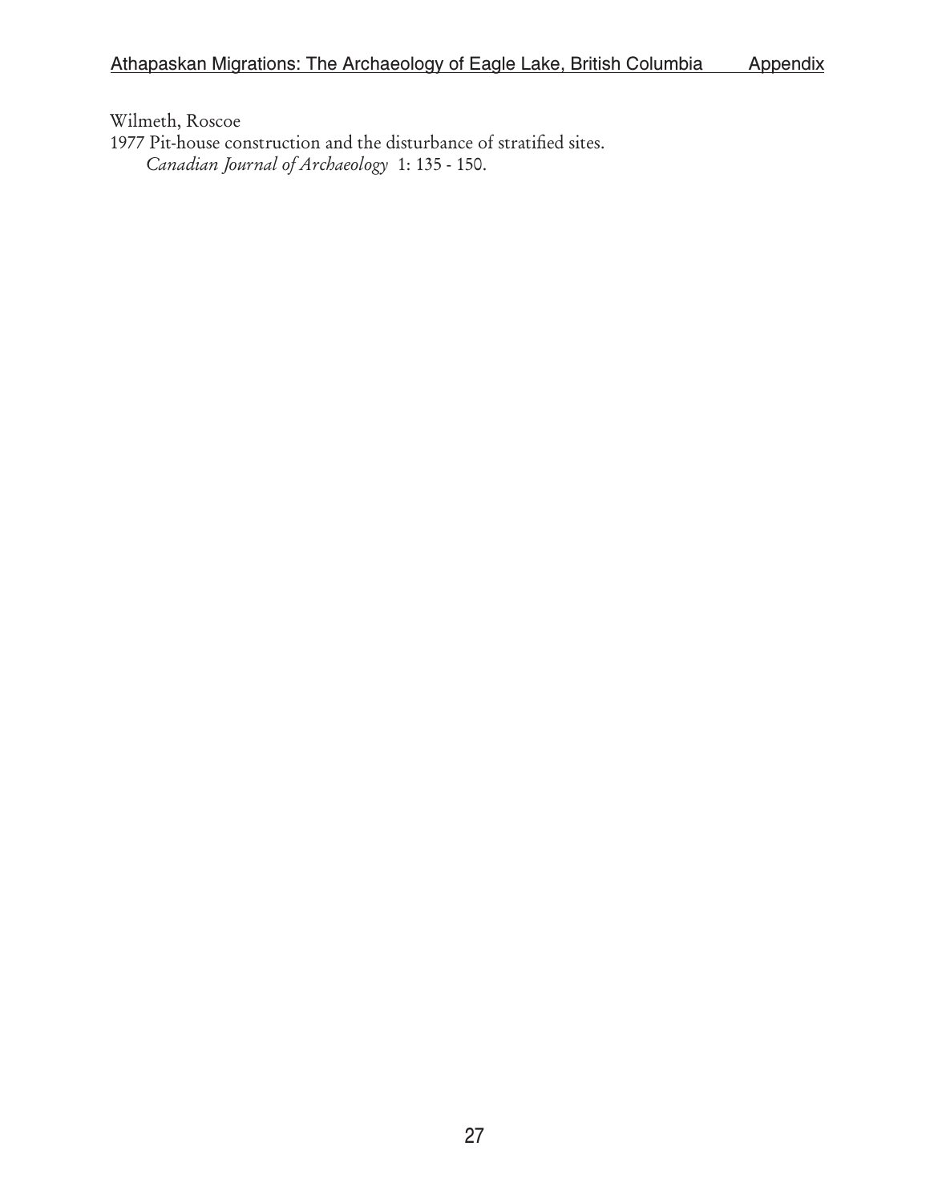Wilmeth, Roscoe

1977 Pit-house construction and the disturbance of stratified sites. *Canadian Journal of Archaeology* 1: 135 - 150.